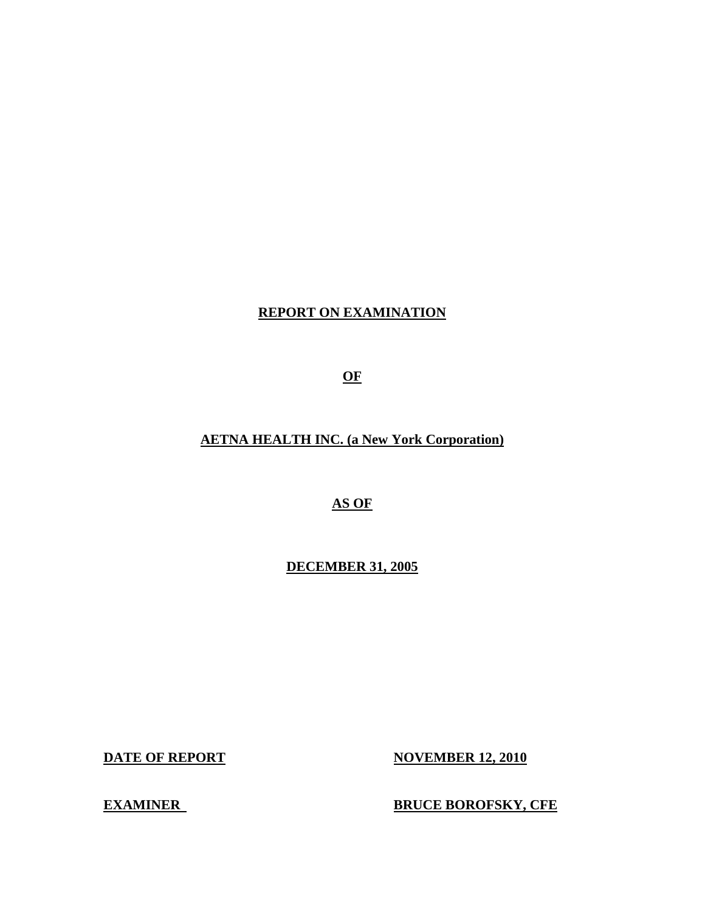# REPORT ON EXAMINATION

# OF

# AETNA HEALTH INC. (a New York Corporation)

# AS OF

# DECEMBER 31, 2005

**DATE OF REPORT** **NOVEMBER 12, 2010**

**EXAMINER** **BRUCE BOROFSKY, CFE**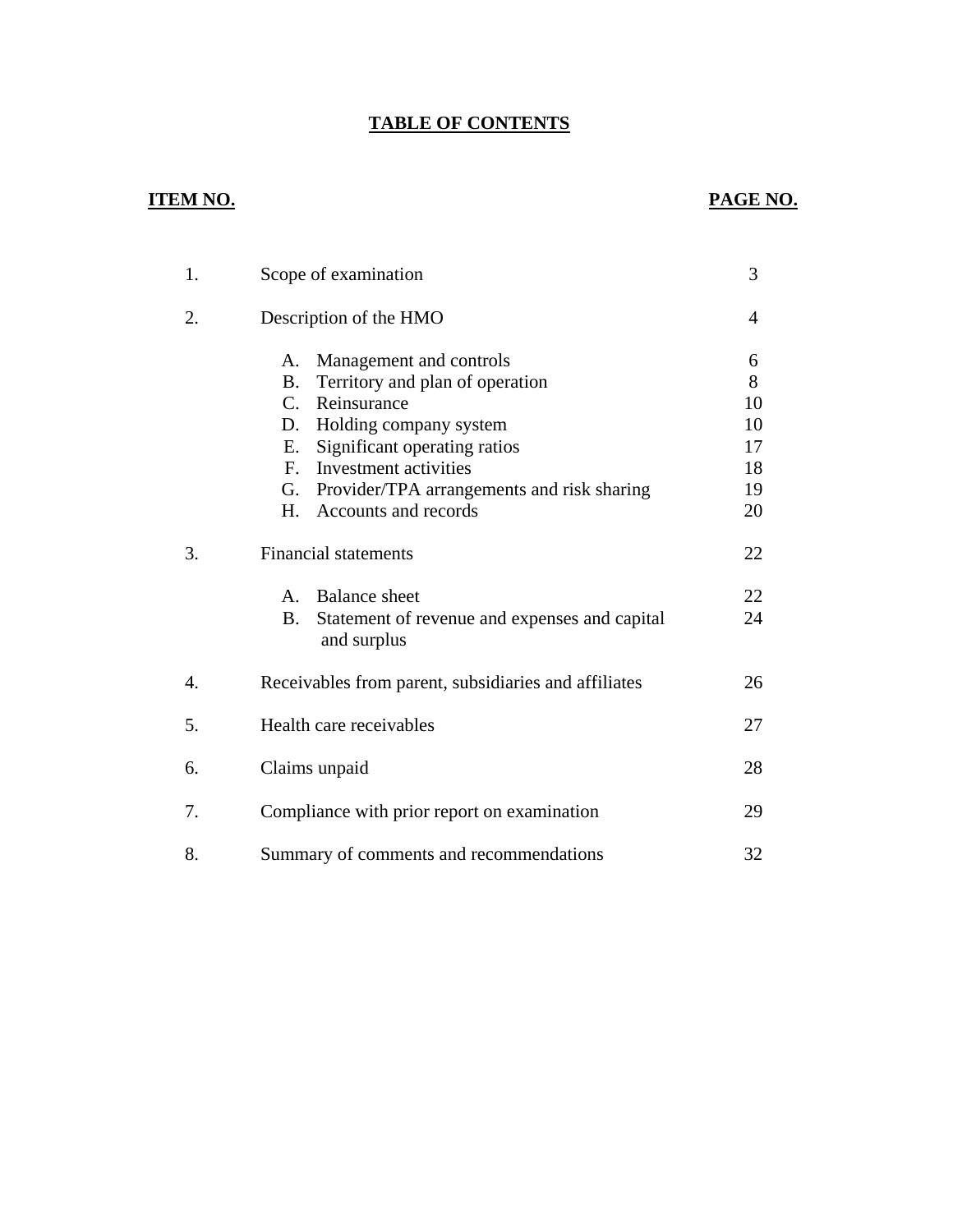# TABLE OF CONTENTS

| ITEM NO. | | PAGE NO. |
|---|---|---|
| 1. | Scope of examination | 3 |
| 2. | Description of the HMO | 4 |
| | A. Management and controls | 6 |
| | B. Territory and plan of operation | 8 |
| | C. Reinsurance | 10 |
| | D. Holding company system | 10 |
| | E. Significant operating ratios | 17 |
| | F. Investment activities | 18 |
| | G. Provider/TPA arrangements and risk sharing | 19 |
| | H. Accounts and records | 20 |
| 3. | Financial statements | 22 |
| | A. Balance sheet | 22 |
| | B. Statement of revenue and expenses and capital and surplus | 24 |
| 4. | Receivables from parent, subsidiaries and affiliates | 26 |
| 5. | Health care receivables | 27 |
| 6. | Claims unpaid | 28 |
| 7. | Compliance with prior report on examination | 29 |
| 8. | Summary of comments and recommendations | 32 |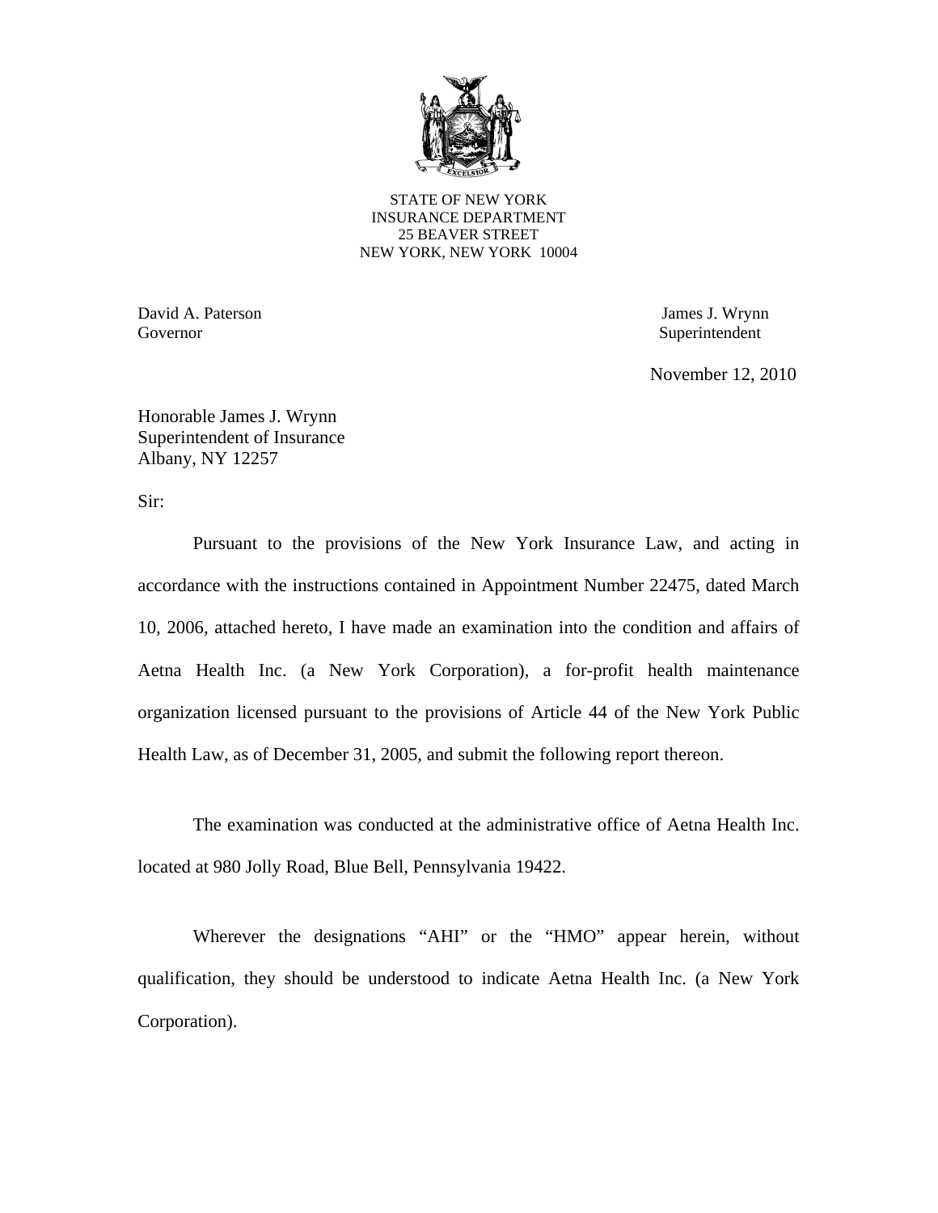STATE OF NEW YORK
INSURANCE DEPARTMENT
25 BEAVER STREET
NEW YORK, NEW YORK 10004

David A. Paterson
Governor

James J. Wrynn
Superintendent

November 12, 2010

Honorable James J. Wrynn
Superintendent of Insurance
Albany, NY 12257

Sir:

Pursuant to the provisions of the New York Insurance Law, and acting in accordance with the instructions contained in Appointment Number 22475, dated March 10, 2006, attached hereto, I have made an examination into the condition and affairs of Aetna Health Inc. (a New York Corporation), a for-profit health maintenance organization licensed pursuant to the provisions of Article 44 of the New York Public Health Law, as of December 31, 2005, and submit the following report thereon.

The examination was conducted at the administrative office of Aetna Health Inc. located at 980 Jolly Road, Blue Bell, Pennsylvania 19422.

Wherever the designations "AHI" or the "HMO" appear herein, without qualification, they should be understood to indicate Aetna Health Inc. (a New York Corporation).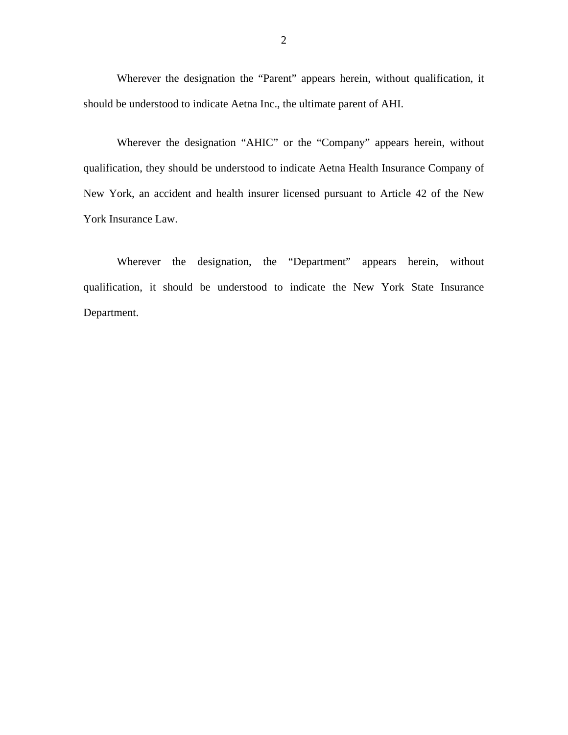Wherever the designation the "Parent" appears herein, without qualification, it should be understood to indicate Aetna Inc., the ultimate parent of AHI.

Wherever the designation "AHIC" or the "Company" appears herein, without qualification, they should be understood to indicate Aetna Health Insurance Company of New York, an accident and health insurer licensed pursuant to Article 42 of the New York Insurance Law.

Wherever the designation, the "Department" appears herein, without qualification, it should be understood to indicate the New York State Insurance Department.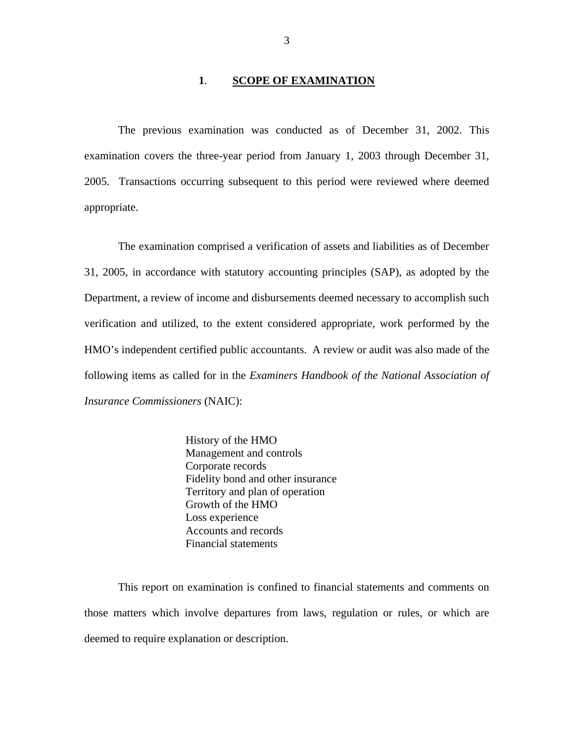## 1. SCOPE OF EXAMINATION

The previous examination was conducted as of December 31, 2002. This examination covers the three-year period from January 1, 2003 through December 31, 2005. Transactions occurring subsequent to this period were reviewed where deemed appropriate.

The examination comprised a verification of assets and liabilities as of December 31, 2005, in accordance with statutory accounting principles (SAP), as adopted by the Department, a review of income and disbursements deemed necessary to accomplish such verification and utilized, to the extent considered appropriate, work performed by the HMO's independent certified public accountants. A review or audit was also made of the following items as called for in the *Examiners Handbook of the National Association of Insurance Commissioners* (NAIC):

- History of the HMO
- Management and controls
- Corporate records
- Fidelity bond and other insurance
- Territory and plan of operation
- Growth of the HMO
- Loss experience
- Accounts and records
- Financial statements

This report on examination is confined to financial statements and comments on those matters which involve departures from laws, regulation or rules, or which are deemed to require explanation or description.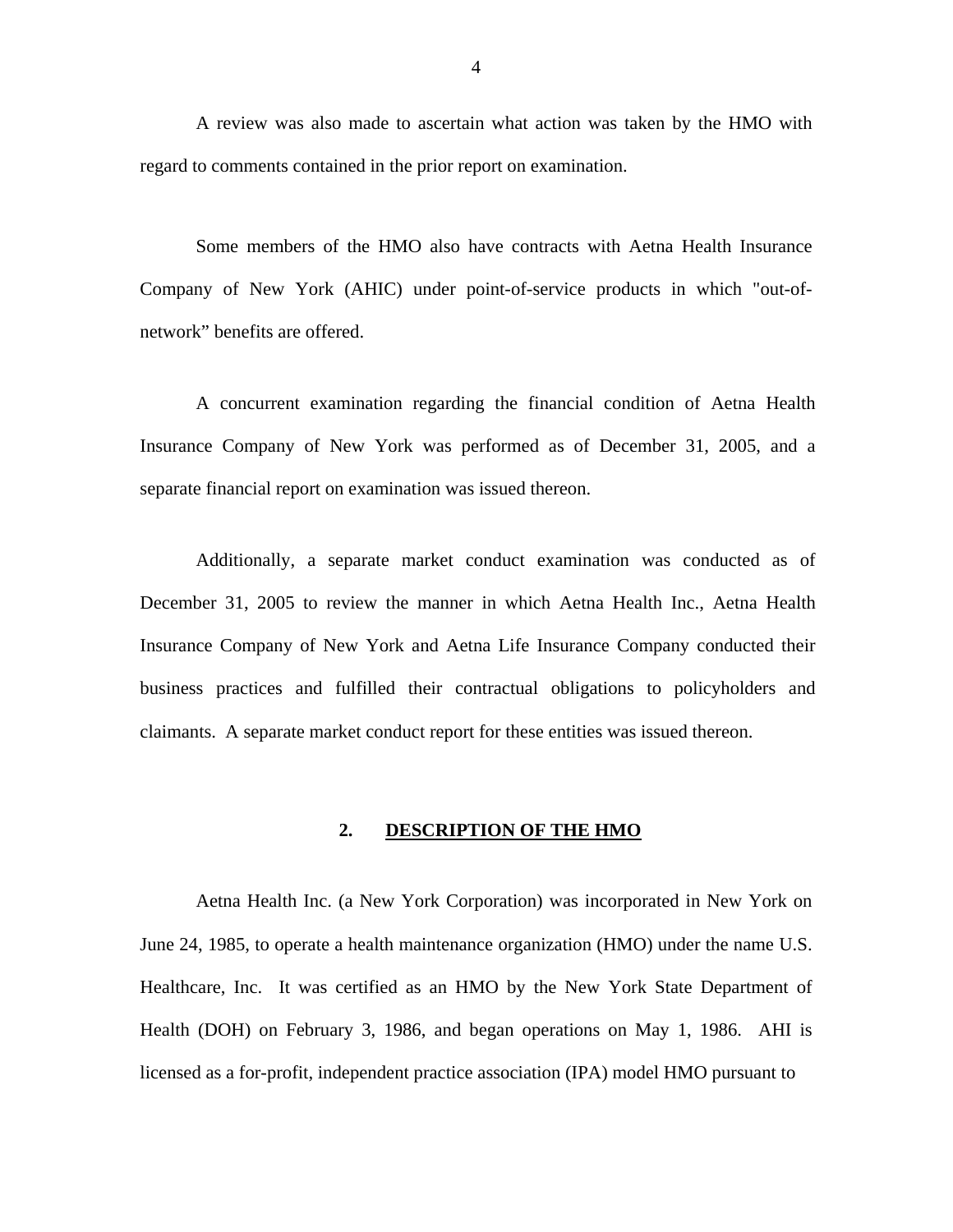A review was also made to ascertain what action was taken by the HMO with regard to comments contained in the prior report on examination.

Some members of the HMO also have contracts with Aetna Health Insurance Company of New York (AHIC) under point-of-service products in which "out-of-network" benefits are offered.

A concurrent examination regarding the financial condition of Aetna Health Insurance Company of New York was performed as of December 31, 2005, and a separate financial report on examination was issued thereon.

Additionally, a separate market conduct examination was conducted as of December 31, 2005 to review the manner in which Aetna Health Inc., Aetna Health Insurance Company of New York and Aetna Life Insurance Company conducted their business practices and fulfilled their contractual obligations to policyholders and claimants. A separate market conduct report for these entities was issued thereon.

## 2. DESCRIPTION OF THE HMO

Aetna Health Inc. (a New York Corporation) was incorporated in New York on June 24, 1985, to operate a health maintenance organization (HMO) under the name U.S. Healthcare, Inc. It was certified as an HMO by the New York State Department of Health (DOH) on February 3, 1986, and began operations on May 1, 1986. AHI is licensed as a for-profit, independent practice association (IPA) model HMO pursuant to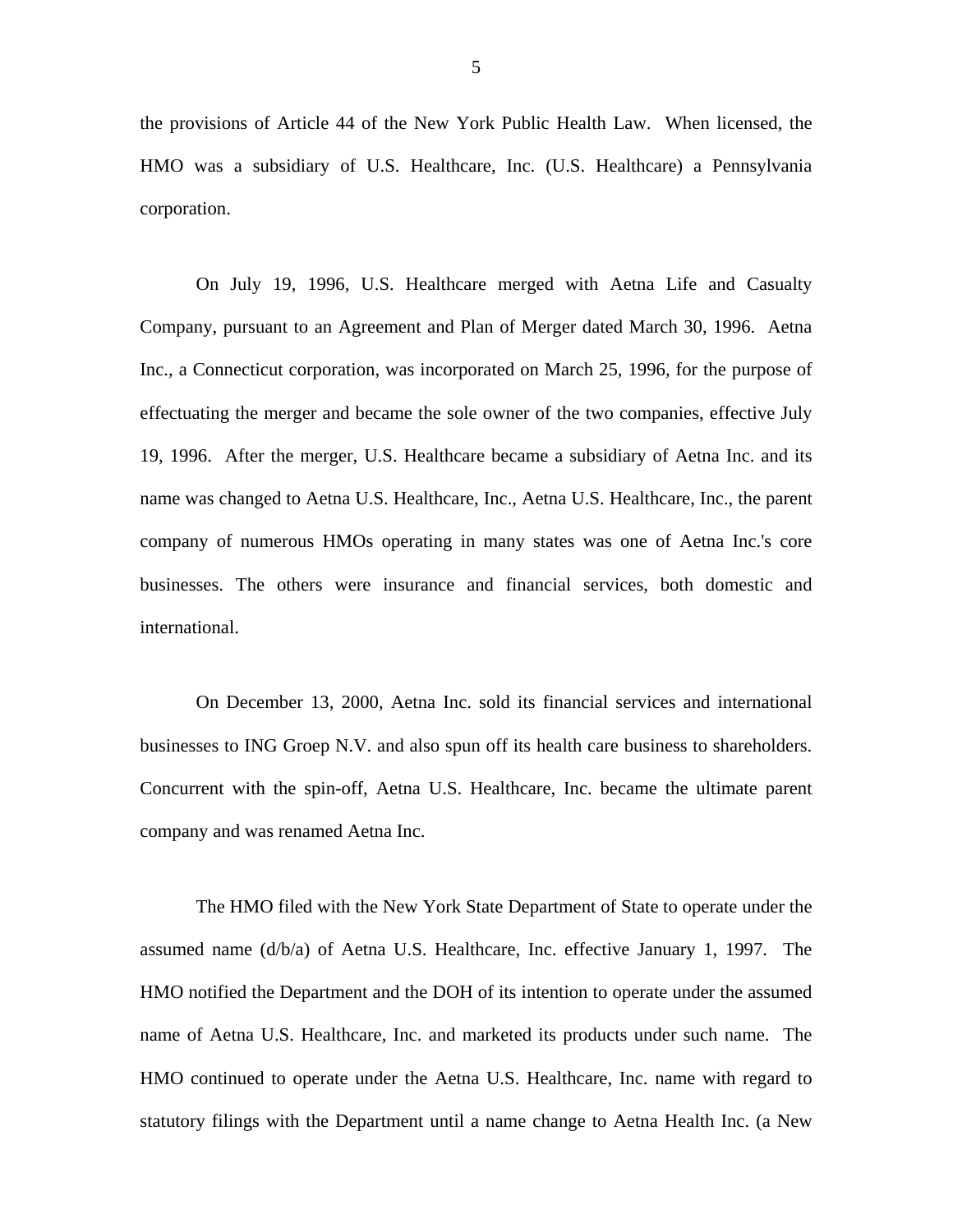the provisions of Article 44 of the New York Public Health Law. When licensed, the HMO was a subsidiary of U.S. Healthcare, Inc. (U.S. Healthcare) a Pennsylvania corporation.

On July 19, 1996, U.S. Healthcare merged with Aetna Life and Casualty Company, pursuant to an Agreement and Plan of Merger dated March 30, 1996. Aetna Inc., a Connecticut corporation, was incorporated on March 25, 1996, for the purpose of effectuating the merger and became the sole owner of the two companies, effective July 19, 1996. After the merger, U.S. Healthcare became a subsidiary of Aetna Inc. and its name was changed to Aetna U.S. Healthcare, Inc., Aetna U.S. Healthcare, Inc., the parent company of numerous HMOs operating in many states was one of Aetna Inc.'s core businesses. The others were insurance and financial services, both domestic and international.

On December 13, 2000, Aetna Inc. sold its financial services and international businesses to ING Groep N.V. and also spun off its health care business to shareholders. Concurrent with the spin-off, Aetna U.S. Healthcare, Inc. became the ultimate parent company and was renamed Aetna Inc.

The HMO filed with the New York State Department of State to operate under the assumed name (d/b/a) of Aetna U.S. Healthcare, Inc. effective January 1, 1997. The HMO notified the Department and the DOH of its intention to operate under the assumed name of Aetna U.S. Healthcare, Inc. and marketed its products under such name. The HMO continued to operate under the Aetna U.S. Healthcare, Inc. name with regard to statutory filings with the Department until a name change to Aetna Health Inc. (a New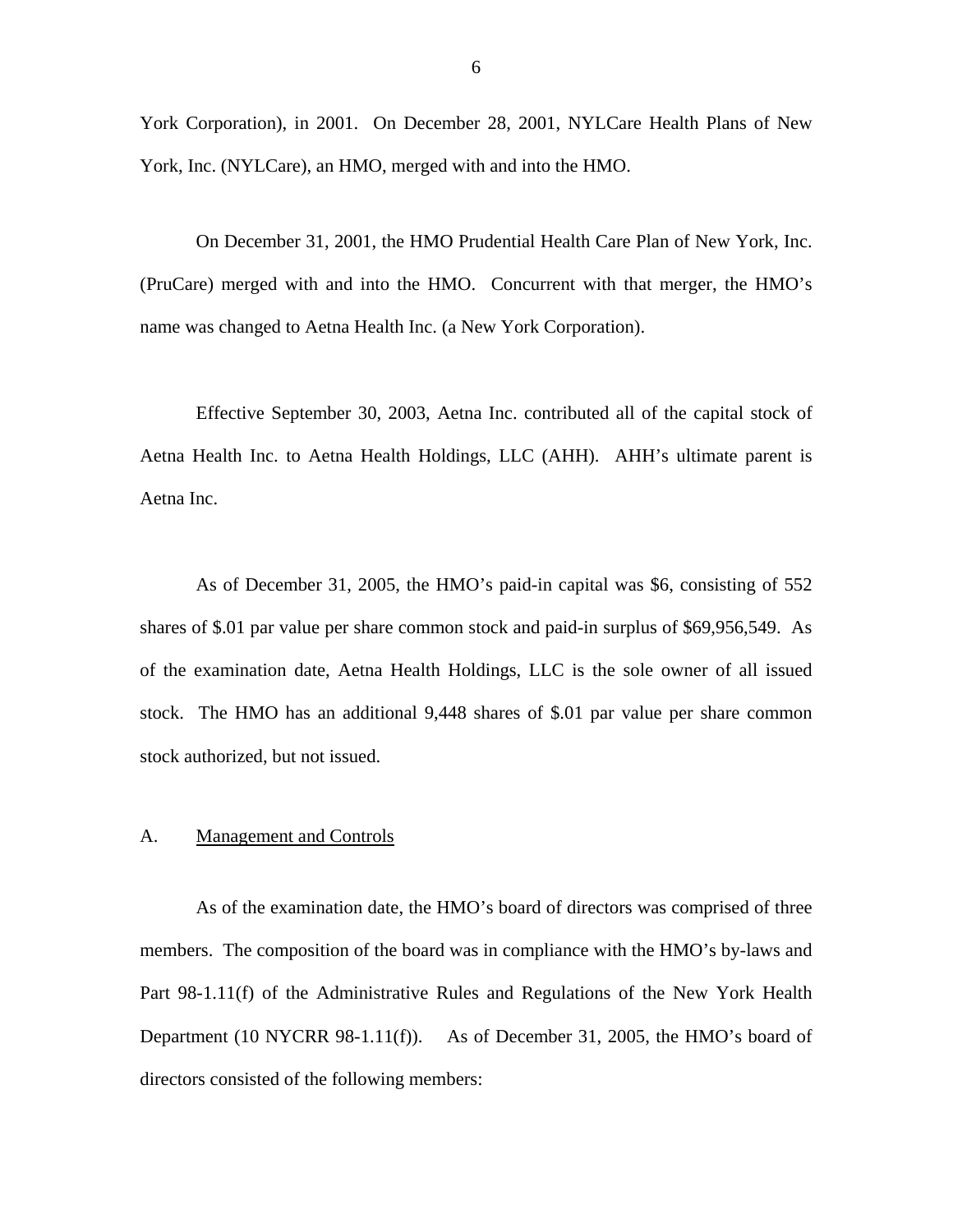York Corporation), in 2001. On December 28, 2001, NYLCare Health Plans of New York, Inc. (NYLCare), an HMO, merged with and into the HMO.

On December 31, 2001, the HMO Prudential Health Care Plan of New York, Inc. (PruCare) merged with and into the HMO. Concurrent with that merger, the HMO's name was changed to Aetna Health Inc. (a New York Corporation).

Effective September 30, 2003, Aetna Inc. contributed all of the capital stock of Aetna Health Inc. to Aetna Health Holdings, LLC (AHH). AHH's ultimate parent is Aetna Inc.

As of December 31, 2005, the HMO's paid-in capital was $6, consisting of 552 shares of $.01 par value per share common stock and paid-in surplus of $69,956,549. As of the examination date, Aetna Health Holdings, LLC is the sole owner of all issued stock. The HMO has an additional 9,448 shares of $.01 par value per share common stock authorized, but not issued.

## A. Management and Controls

As of the examination date, the HMO's board of directors was comprised of three members. The composition of the board was in compliance with the HMO's by-laws and Part 98-1.11(f) of the Administrative Rules and Regulations of the New York Health Department (10 NYCRR 98-1.11(f)). As of December 31, 2005, the HMO's board of directors consisted of the following members: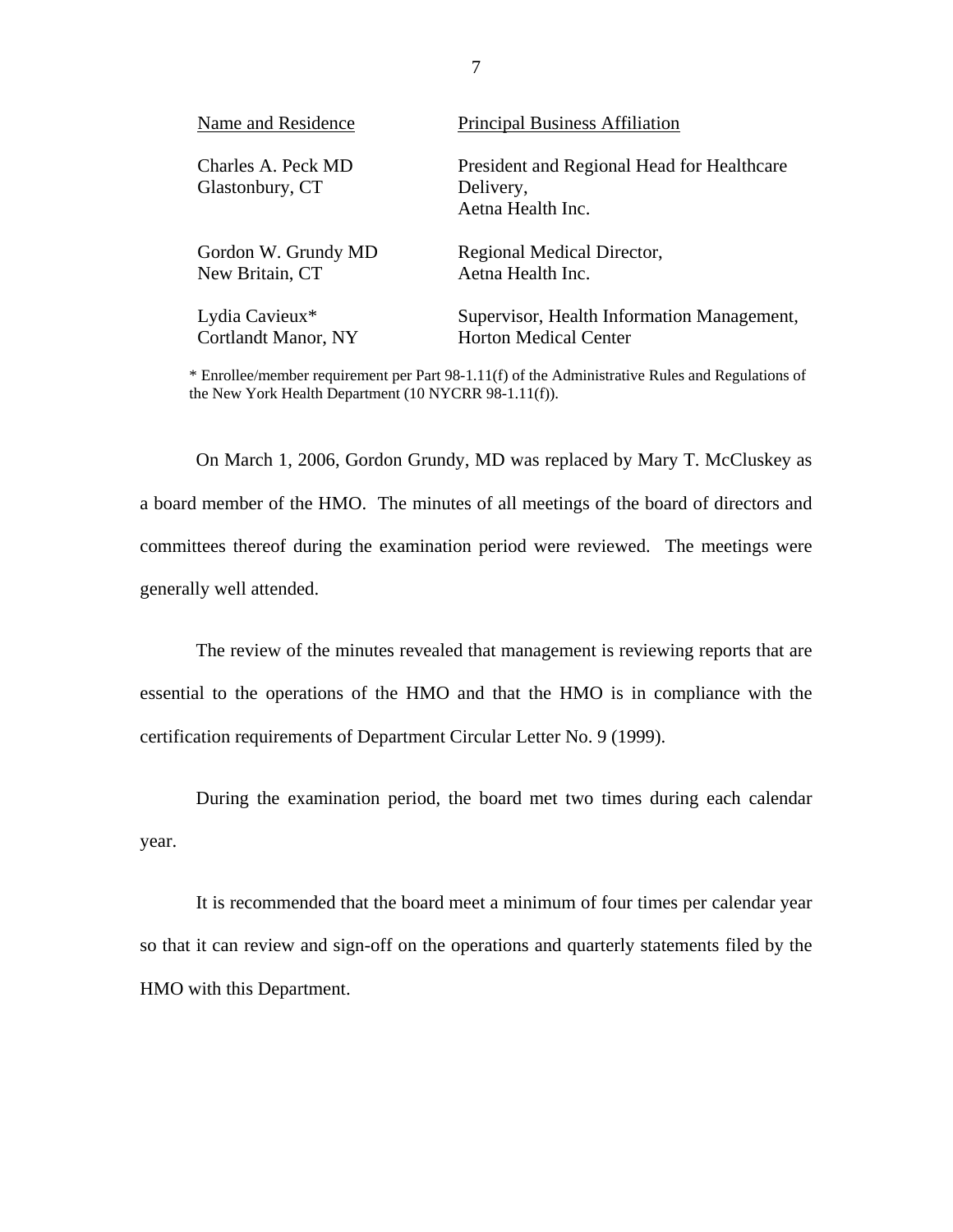| Name and Residence | Principal Business Affiliation |
|---|---|
| Charles A. Peck MD<br>Glastonbury, CT | President and Regional Head for Healthcare Delivery,<br>Aetna Health Inc. |
| Gordon W. Grundy MD<br>New Britain, CT | Regional Medical Director,<br>Aetna Health Inc. |
| Lydia Cavieux*<br>Cortlandt Manor, NY | Supervisor, Health Information Management,<br>Horton Medical Center |

* Enrollee/member requirement per Part 98-1.11(f) of the Administrative Rules and Regulations of the New York Health Department (10 NYCRR 98-1.11(f)).

On March 1, 2006, Gordon Grundy, MD was replaced by Mary T. McCluskey as a board member of the HMO. The minutes of all meetings of the board of directors and committees thereof during the examination period were reviewed. The meetings were generally well attended.

The review of the minutes revealed that management is reviewing reports that are essential to the operations of the HMO and that the HMO is in compliance with the certification requirements of Department Circular Letter No. 9 (1999).

During the examination period, the board met two times during each calendar year.

It is recommended that the board meet a minimum of four times per calendar year so that it can review and sign-off on the operations and quarterly statements filed by the HMO with this Department.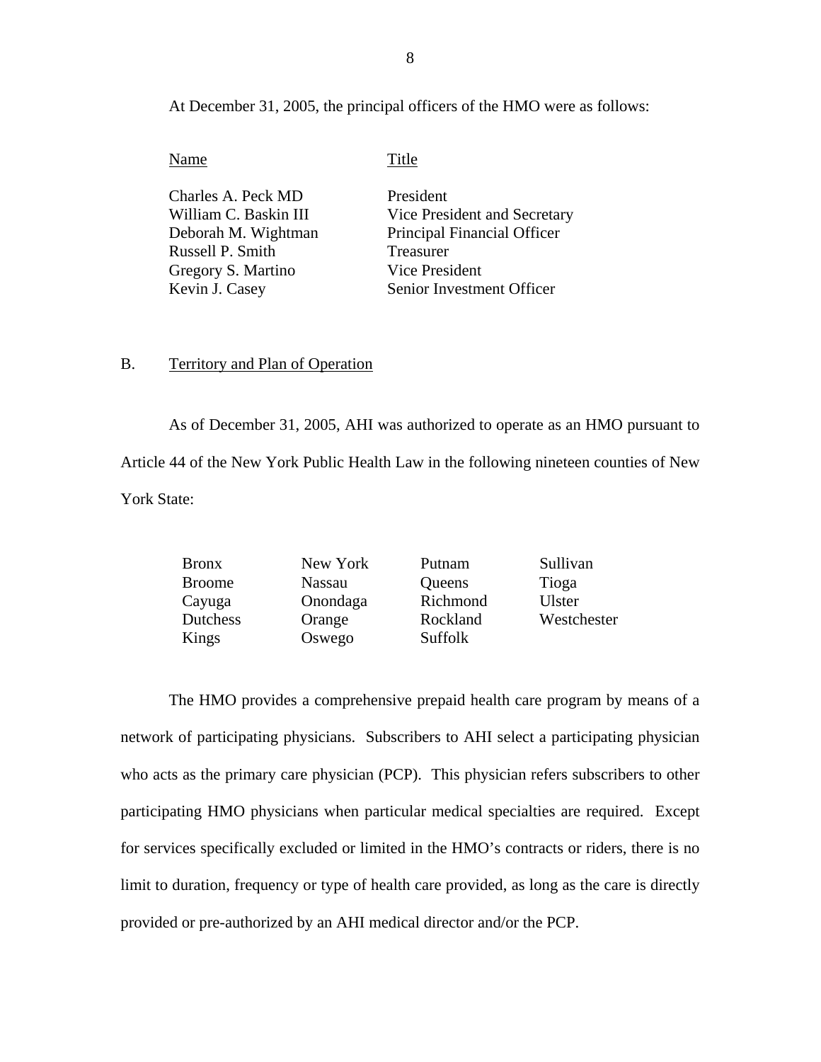At December 31, 2005, the principal officers of the HMO were as follows:

| Name | Title |
|---|---|
| Charles A. Peck MD | President |
| William C. Baskin III | Vice President and Secretary |
| Deborah M. Wightman | Principal Financial Officer |
| Russell P. Smith | Treasurer |
| Gregory S. Martino | Vice President |
| Kevin J. Casey | Senior Investment Officer |

B. Territory and Plan of Operation

As of December 31, 2005, AHI was authorized to operate as an HMO pursuant to Article 44 of the New York Public Health Law in the following nineteen counties of New York State:

| | | | |
|---|---|---|---|
| Bronx | New York | Putnam | Sullivan |
| Broome | Nassau | Queens | Tioga |
| Cayuga | Onondaga | Richmond | Ulster |
| Dutchess | Orange | Rockland | Westchester |
| Kings | Oswego | Suffolk | |

The HMO provides a comprehensive prepaid health care program by means of a network of participating physicians. Subscribers to AHI select a participating physician who acts as the primary care physician (PCP). This physician refers subscribers to other participating HMO physicians when particular medical specialties are required. Except for services specifically excluded or limited in the HMO's contracts or riders, there is no limit to duration, frequency or type of health care provided, as long as the care is directly provided or pre-authorized by an AHI medical director and/or the PCP.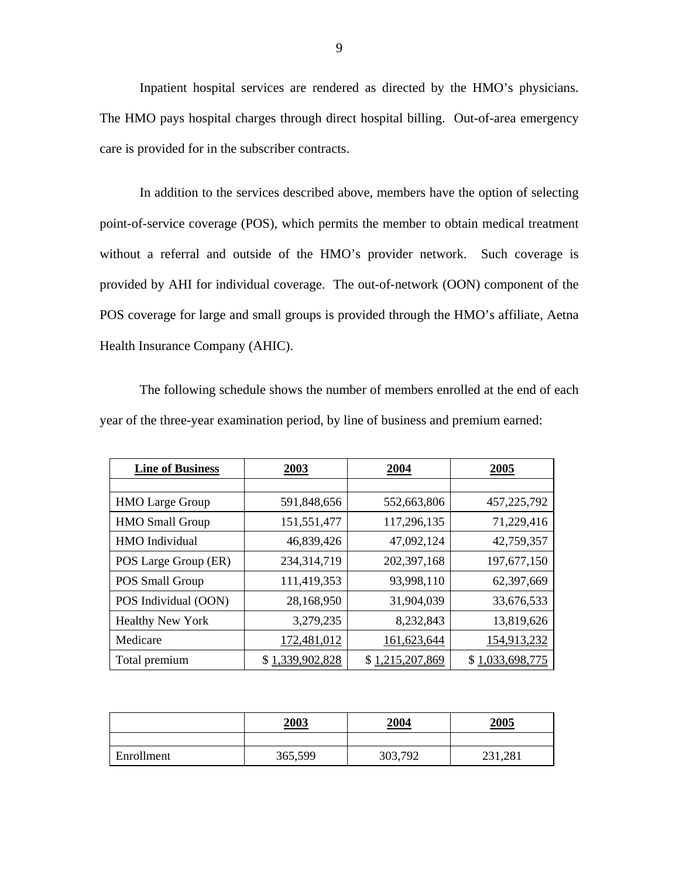Inpatient hospital services are rendered as directed by the HMO's physicians. The HMO pays hospital charges through direct hospital billing. Out-of-area emergency care is provided for in the subscriber contracts.

In addition to the services described above, members have the option of selecting point-of-service coverage (POS), which permits the member to obtain medical treatment without a referral and outside of the HMO's provider network. Such coverage is provided by AHI for individual coverage. The out-of-network (OON) component of the POS coverage for large and small groups is provided through the HMO's affiliate, Aetna Health Insurance Company (AHIC).

The following schedule shows the number of members enrolled at the end of each year of the three-year examination period, by line of business and premium earned:

| Line of Business | 2003 | 2004 | 2005 |
|---|---|---|---|
| | | | |
| HMO Large Group | 591,848,656 | 552,663,806 | 457,225,792 |
| HMO Small Group | 151,551,477 | 117,296,135 | 71,229,416 |
| HMO Individual | 46,839,426 | 47,092,124 | 42,759,357 |
| POS Large Group (ER) | 234,314,719 | 202,397,168 | 197,677,150 |
| POS Small Group | 111,419,353 | 93,998,110 | 62,397,669 |
| POS Individual (OON) | 28,168,950 | 31,904,039 | 33,676,533 |
| Healthy New York | 3,279,235 | 8,232,843 | 13,819,626 |
| Medicare | 172,481,012 | 161,623,644 | 154,913,232 |
| Total premium | $ 1,339,902,828 | $ 1,215,207,869 | $ 1,033,698,775 |

| | 2003 | 2004 | 2005 |
|---|---|---|---|
| | | | |
| Enrollment | 365,599 | 303,792 | 231,281 |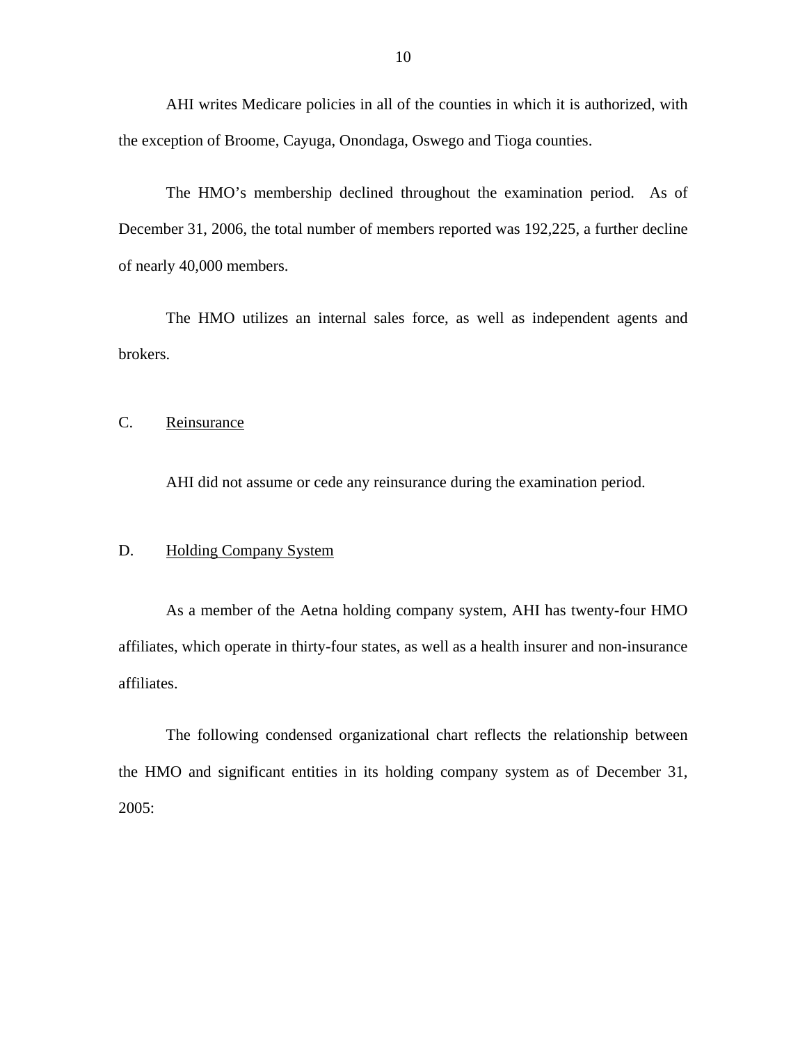AHI writes Medicare policies in all of the counties in which it is authorized, with the exception of Broome, Cayuga, Onondaga, Oswego and Tioga counties.

The HMO's membership declined throughout the examination period. As of December 31, 2006, the total number of members reported was 192,225, a further decline of nearly 40,000 members.

The HMO utilizes an internal sales force, as well as independent agents and brokers.

## C. Reinsurance

AHI did not assume or cede any reinsurance during the examination period.

## D. Holding Company System

As a member of the Aetna holding company system, AHI has twenty-four HMO affiliates, which operate in thirty-four states, as well as a health insurer and non-insurance affiliates.

The following condensed organizational chart reflects the relationship between the HMO and significant entities in its holding company system as of December 31, 2005: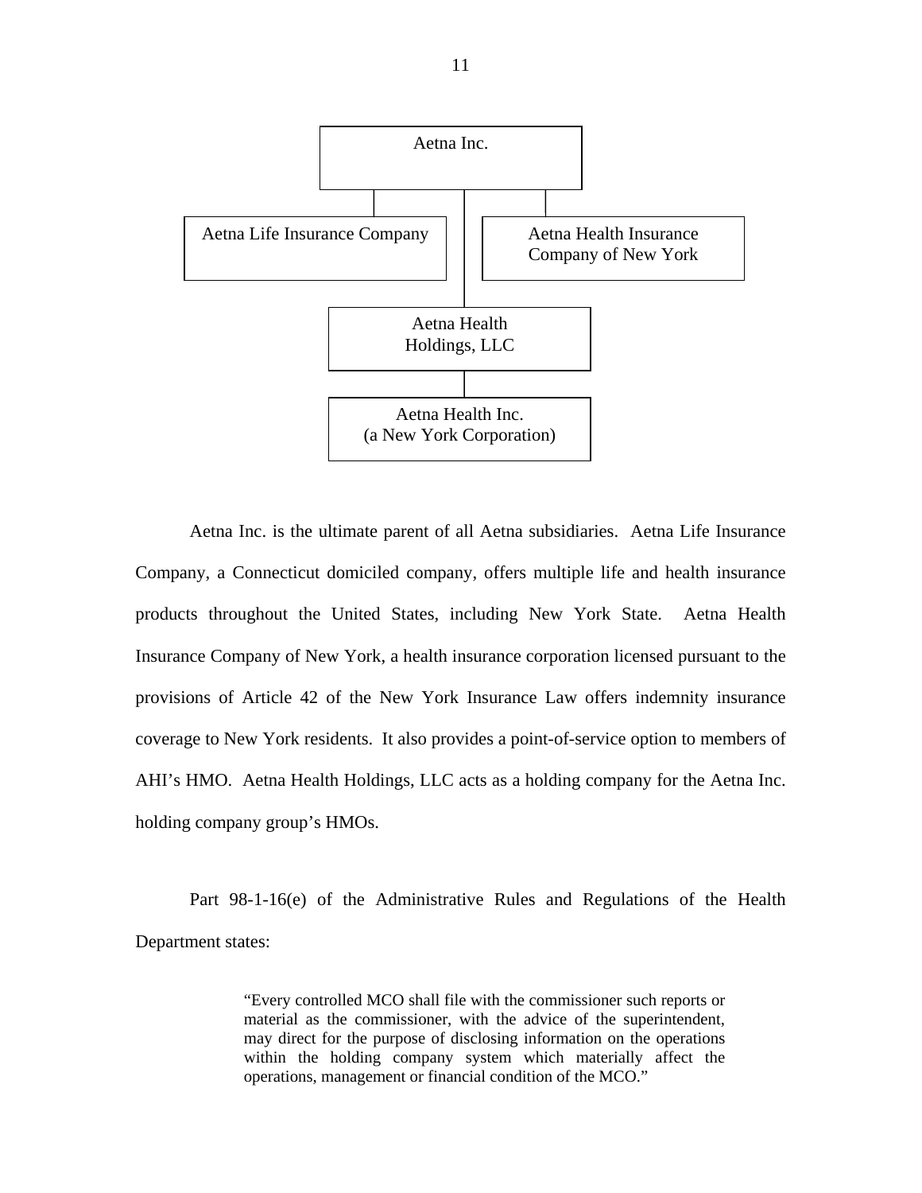Aetna Inc.

Aetna Life Insurance Company

Aetna Health Insurance Company of New York

Aetna Health Holdings, LLC

Aetna Health Inc. (a New York Corporation)

Aetna Inc. is the ultimate parent of all Aetna subsidiaries. Aetna Life Insurance Company, a Connecticut domiciled company, offers multiple life and health insurance products throughout the United States, including New York State. Aetna Health Insurance Company of New York, a health insurance corporation licensed pursuant to the provisions of Article 42 of the New York Insurance Law offers indemnity insurance coverage to New York residents. It also provides a point-of-service option to members of AHI's HMO. Aetna Health Holdings, LLC acts as a holding company for the Aetna Inc. holding company group's HMOs.

Part 98-1-16(e) of the Administrative Rules and Regulations of the Health Department states:

> "Every controlled MCO shall file with the commissioner such reports or material as the commissioner, with the advice of the superintendent, may direct for the purpose of disclosing information on the operations within the holding company system which materially affect the operations, management or financial condition of the MCO."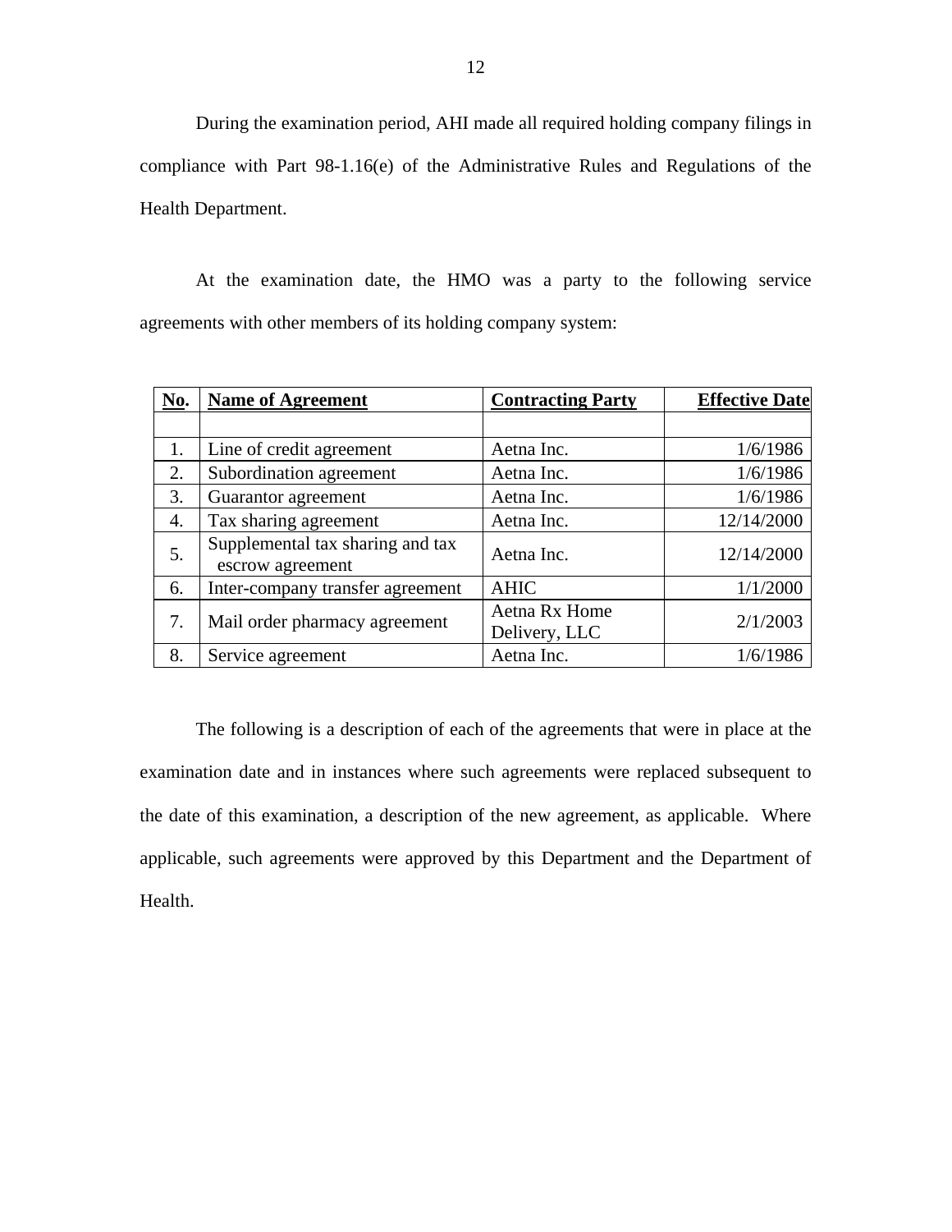During the examination period, AHI made all required holding company filings in compliance with Part 98-1.16(e) of the Administrative Rules and Regulations of the Health Department.

At the examination date, the HMO was a party to the following service agreements with other members of its holding company system:

| No. | Name of Agreement | Contracting Party | Effective Date |
|---|---|---|---|
| | | | |
| 1. | Line of credit agreement | Aetna Inc. | 1/6/1986 |
| 2. | Subordination agreement | Aetna Inc. | 1/6/1986 |
| 3. | Guarantor agreement | Aetna Inc. | 1/6/1986 |
| 4. | Tax sharing agreement | Aetna Inc. | 12/14/2000 |
| 5. | Supplemental tax sharing and tax escrow agreement | Aetna Inc. | 12/14/2000 |
| 6. | Inter-company transfer agreement | AHIC | 1/1/2000 |
| 7. | Mail order pharmacy agreement | Aetna Rx Home Delivery, LLC | 2/1/2003 |
| 8. | Service agreement | Aetna Inc. | 1/6/1986 |

The following is a description of each of the agreements that were in place at the examination date and in instances where such agreements were replaced subsequent to the date of this examination, a description of the new agreement, as applicable. Where applicable, such agreements were approved by this Department and the Department of Health.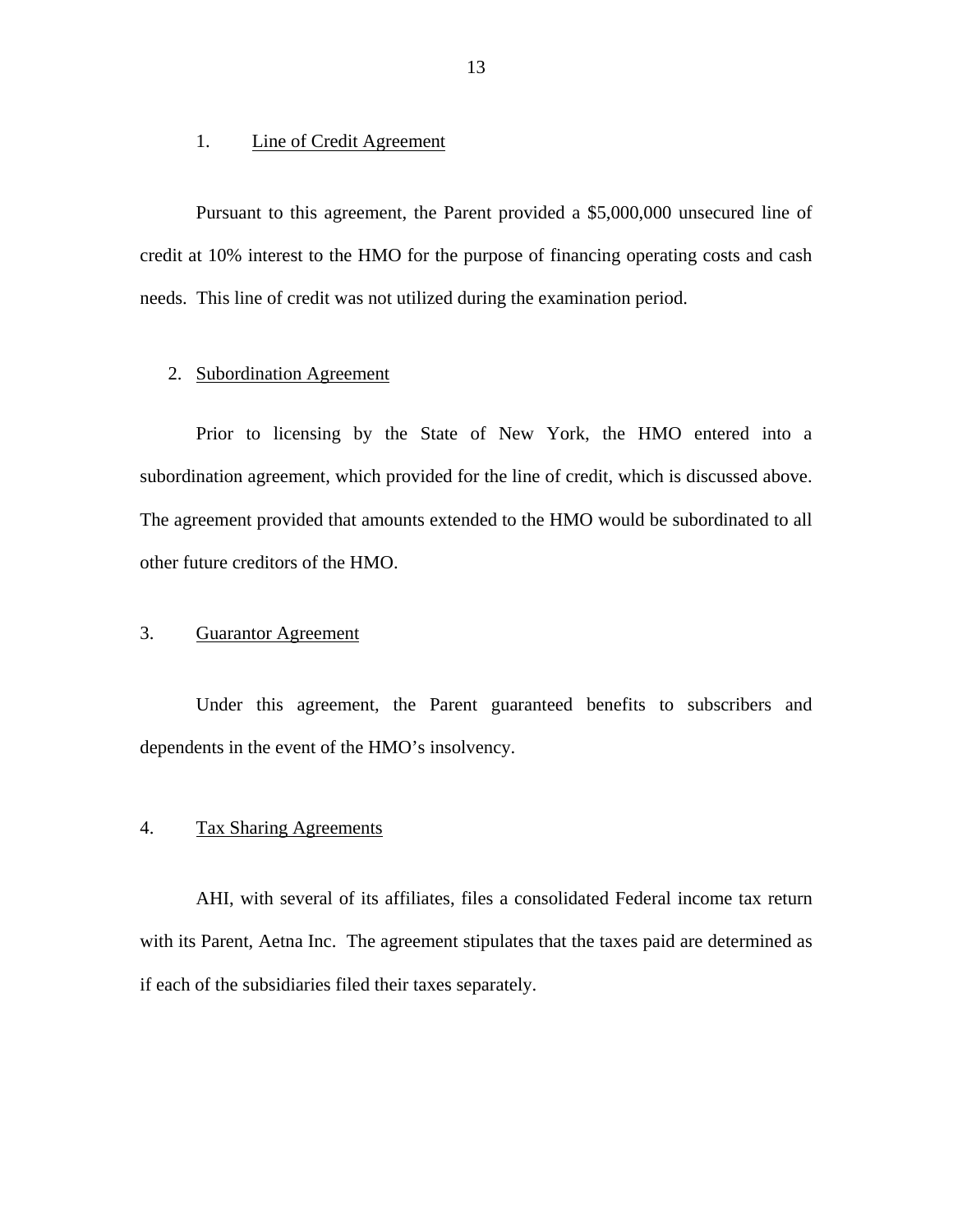1. Line of Credit Agreement

Pursuant to this agreement, the Parent provided a $5,000,000 unsecured line of credit at 10% interest to the HMO for the purpose of financing operating costs and cash needs. This line of credit was not utilized during the examination period.

2. Subordination Agreement

Prior to licensing by the State of New York, the HMO entered into a subordination agreement, which provided for the line of credit, which is discussed above. The agreement provided that amounts extended to the HMO would be subordinated to all other future creditors of the HMO.

3. Guarantor Agreement

Under this agreement, the Parent guaranteed benefits to subscribers and dependents in the event of the HMO's insolvency.

4. Tax Sharing Agreements

AHI, with several of its affiliates, files a consolidated Federal income tax return with its Parent, Aetna Inc. The agreement stipulates that the taxes paid are determined as if each of the subsidiaries filed their taxes separately.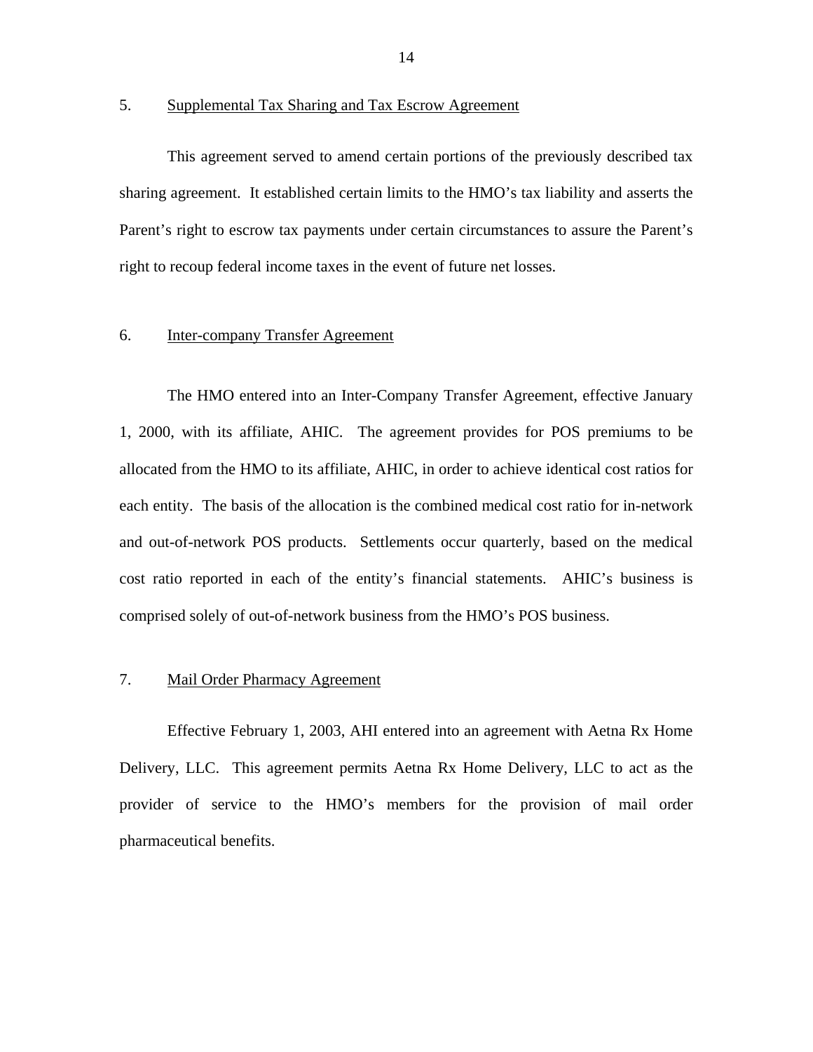5. Supplemental Tax Sharing and Tax Escrow Agreement

This agreement served to amend certain portions of the previously described tax sharing agreement. It established certain limits to the HMO's tax liability and asserts the Parent's right to escrow tax payments under certain circumstances to assure the Parent's right to recoup federal income taxes in the event of future net losses.

6. Inter-company Transfer Agreement

The HMO entered into an Inter-Company Transfer Agreement, effective January 1, 2000, with its affiliate, AHIC. The agreement provides for POS premiums to be allocated from the HMO to its affiliate, AHIC, in order to achieve identical cost ratios for each entity. The basis of the allocation is the combined medical cost ratio for in-network and out-of-network POS products. Settlements occur quarterly, based on the medical cost ratio reported in each of the entity's financial statements. AHIC's business is comprised solely of out-of-network business from the HMO's POS business.

7. Mail Order Pharmacy Agreement

Effective February 1, 2003, AHI entered into an agreement with Aetna Rx Home Delivery, LLC. This agreement permits Aetna Rx Home Delivery, LLC to act as the provider of service to the HMO's members for the provision of mail order pharmaceutical benefits.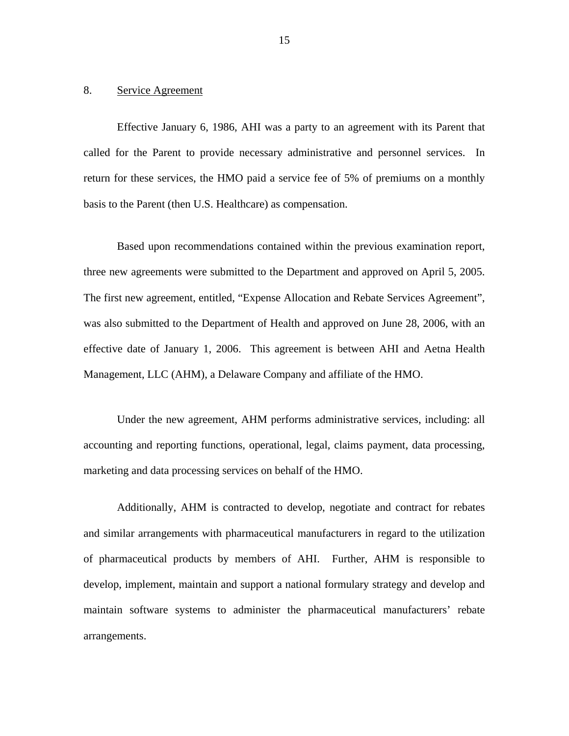8. Service Agreement

Effective January 6, 1986, AHI was a party to an agreement with its Parent that called for the Parent to provide necessary administrative and personnel services. In return for these services, the HMO paid a service fee of 5% of premiums on a monthly basis to the Parent (then U.S. Healthcare) as compensation.

Based upon recommendations contained within the previous examination report, three new agreements were submitted to the Department and approved on April 5, 2005. The first new agreement, entitled, "Expense Allocation and Rebate Services Agreement", was also submitted to the Department of Health and approved on June 28, 2006, with an effective date of January 1, 2006. This agreement is between AHI and Aetna Health Management, LLC (AHM), a Delaware Company and affiliate of the HMO.

Under the new agreement, AHM performs administrative services, including: all accounting and reporting functions, operational, legal, claims payment, data processing, marketing and data processing services on behalf of the HMO.

Additionally, AHM is contracted to develop, negotiate and contract for rebates and similar arrangements with pharmaceutical manufacturers in regard to the utilization of pharmaceutical products by members of AHI. Further, AHM is responsible to develop, implement, maintain and support a national formulary strategy and develop and maintain software systems to administer the pharmaceutical manufacturers' rebate arrangements.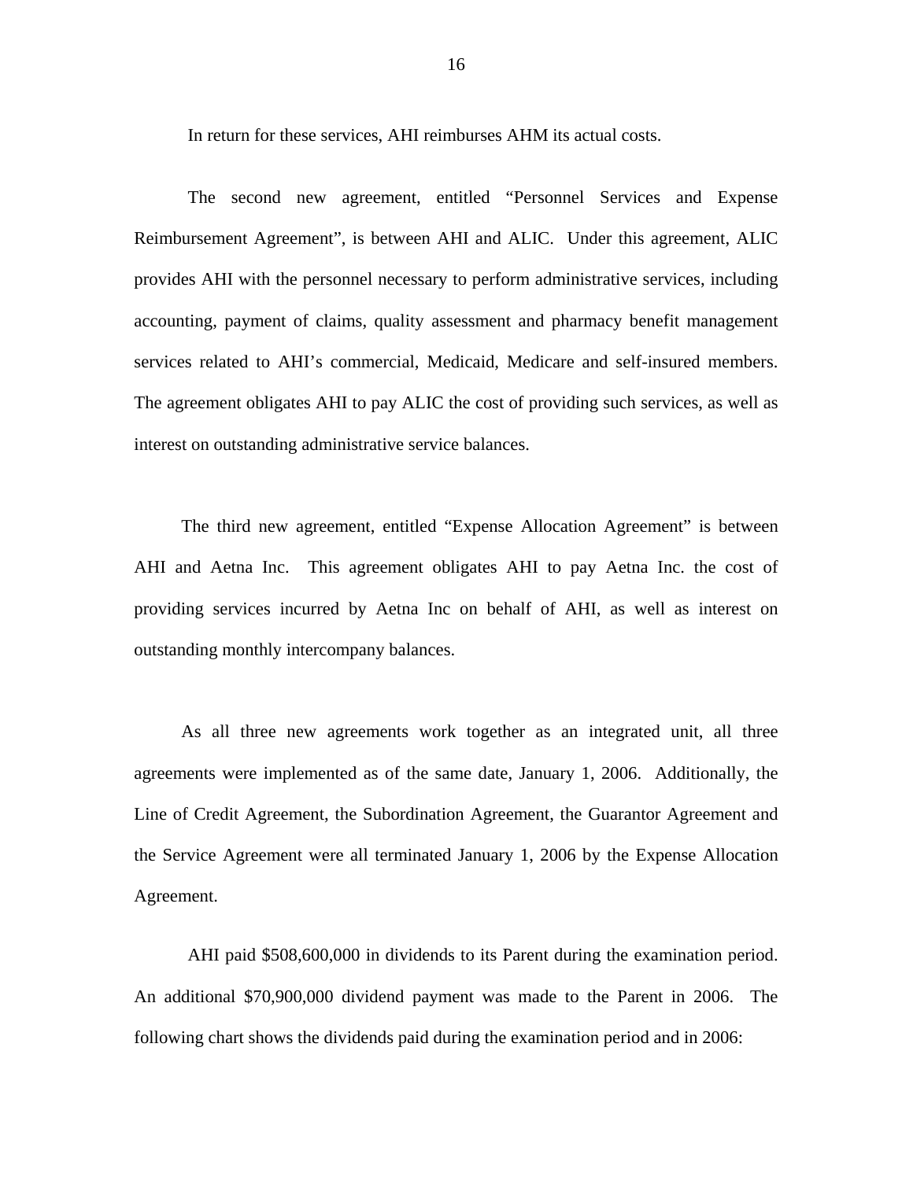In return for these services, AHI reimburses AHM its actual costs.

The second new agreement, entitled "Personnel Services and Expense Reimbursement Agreement", is between AHI and ALIC. Under this agreement, ALIC provides AHI with the personnel necessary to perform administrative services, including accounting, payment of claims, quality assessment and pharmacy benefit management services related to AHI's commercial, Medicaid, Medicare and self-insured members. The agreement obligates AHI to pay ALIC the cost of providing such services, as well as interest on outstanding administrative service balances.

The third new agreement, entitled "Expense Allocation Agreement" is between AHI and Aetna Inc. This agreement obligates AHI to pay Aetna Inc. the cost of providing services incurred by Aetna Inc on behalf of AHI, as well as interest on outstanding monthly intercompany balances.

As all three new agreements work together as an integrated unit, all three agreements were implemented as of the same date, January 1, 2006. Additionally, the Line of Credit Agreement, the Subordination Agreement, the Guarantor Agreement and the Service Agreement were all terminated January 1, 2006 by the Expense Allocation Agreement.

AHI paid $508,600,000 in dividends to its Parent during the examination period. An additional $70,900,000 dividend payment was made to the Parent in 2006. The following chart shows the dividends paid during the examination period and in 2006: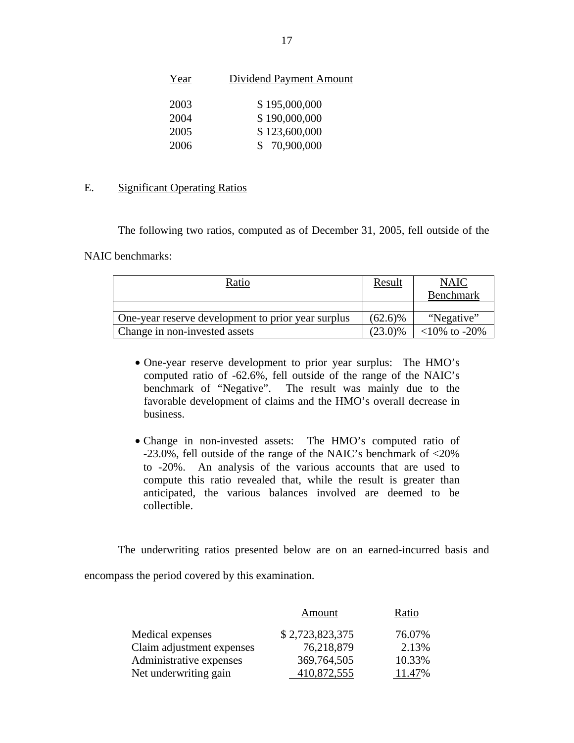| Year | Dividend Payment Amount |
|---|---|
| 2003 | $ 195,000,000 |
| 2004 | $ 190,000,000 |
| 2005 | $ 123,600,000 |
| 2006 | $ 70,900,000 |

## E. Significant Operating Ratios

The following two ratios, computed as of December 31, 2005, fell outside of the NAIC benchmarks:

| Ratio | Result | NAIC Benchmark |
|---|---|---|
| | | |
| One-year reserve development to prior year surplus | (62.6)% | "Negative" |
| Change in non-invested assets | (23.0)% | <10% to -20% |

- One-year reserve development to prior year surplus: The HMO's computed ratio of -62.6%, fell outside of the range of the NAIC's benchmark of "Negative". The result was mainly due to the favorable development of claims and the HMO's overall decrease in business.

- Change in non-invested assets: The HMO's computed ratio of -23.0%, fell outside of the range of the NAIC's benchmark of <20% to -20%. An analysis of the various accounts that are used to compute this ratio revealed that, while the result is greater than anticipated, the various balances involved are deemed to be collectible.

The underwriting ratios presented below are on an earned-incurred basis and encompass the period covered by this examination.

| | Amount | Ratio |
|---|---|---|
| Medical expenses | $ 2,723,823,375 | 76.07% |
| Claim adjustment expenses | 76,218,879 | 2.13% |
| Administrative expenses | 369,764,505 | 10.33% |
| Net underwriting gain | 410,872,555 | 11.47% |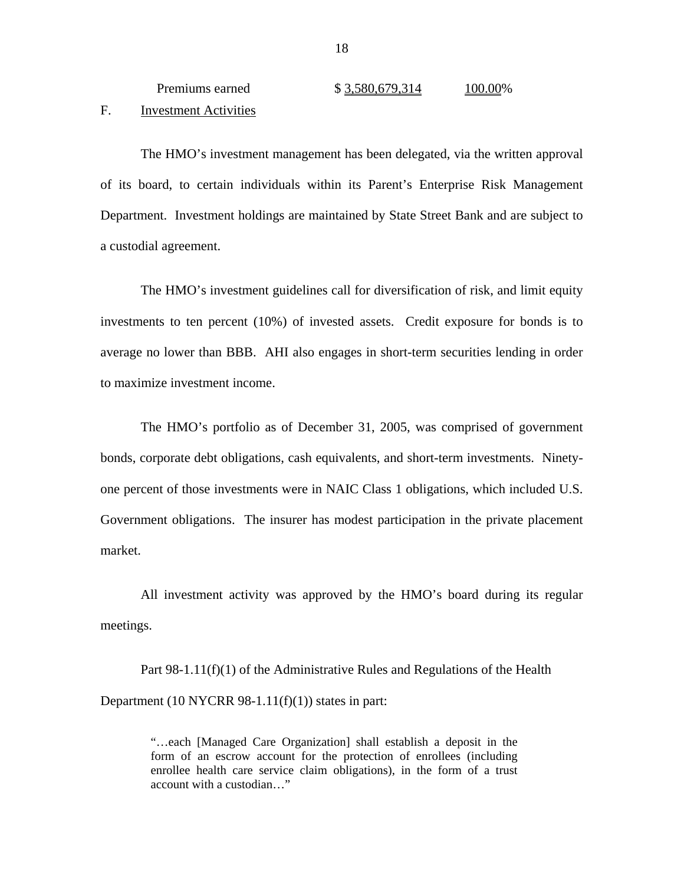| Premiums earned | $ 3,580,679,314 | 100.00% |
|---|---|---|

## F. Investment Activities

The HMO's investment management has been delegated, via the written approval of its board, to certain individuals within its Parent's Enterprise Risk Management Department. Investment holdings are maintained by State Street Bank and are subject to a custodial agreement.

The HMO's investment guidelines call for diversification of risk, and limit equity investments to ten percent (10%) of invested assets. Credit exposure for bonds is to average no lower than BBB. AHI also engages in short-term securities lending in order to maximize investment income.

The HMO's portfolio as of December 31, 2005, was comprised of government bonds, corporate debt obligations, cash equivalents, and short-term investments. Ninety-one percent of those investments were in NAIC Class 1 obligations, which included U.S. Government obligations. The insurer has modest participation in the private placement market.

All investment activity was approved by the HMO's board during its regular meetings.

Part 98-1.11(f)(1) of the Administrative Rules and Regulations of the Health Department (10 NYCRR 98-1.11(f)(1)) states in part:

> "…each [Managed Care Organization] shall establish a deposit in the form of an escrow account for the protection of enrollees (including enrollee health care service claim obligations), in the form of a trust account with a custodian…"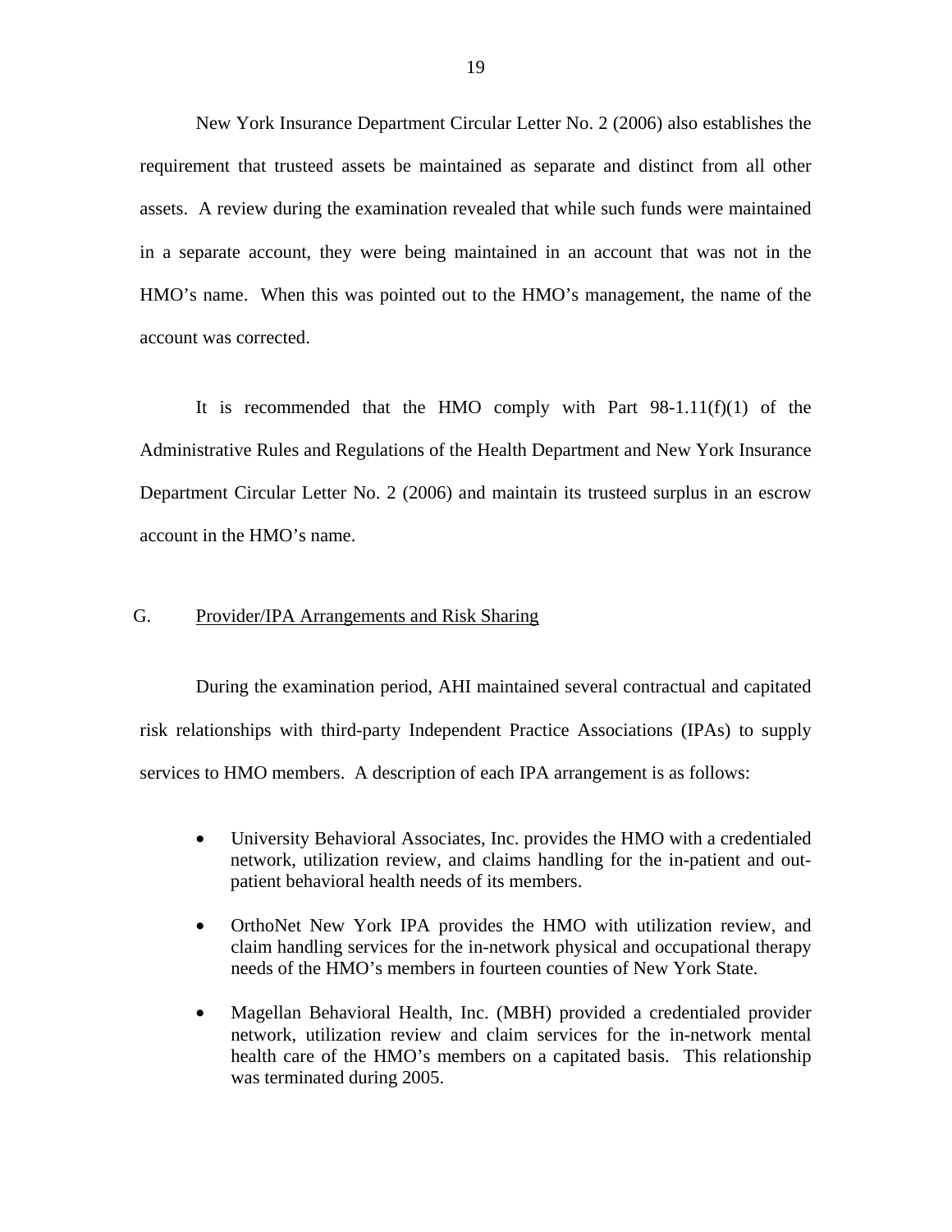New York Insurance Department Circular Letter No. 2 (2006) also establishes the requirement that trusteed assets be maintained as separate and distinct from all other assets. A review during the examination revealed that while such funds were maintained in a separate account, they were being maintained in an account that was not in the HMO's name. When this was pointed out to the HMO's management, the name of the account was corrected.

It is recommended that the HMO comply with Part 98-1.11(f)(1) of the Administrative Rules and Regulations of the Health Department and New York Insurance Department Circular Letter No. 2 (2006) and maintain its trusteed surplus in an escrow account in the HMO's name.

## G. Provider/IPA Arrangements and Risk Sharing

During the examination period, AHI maintained several contractual and capitated risk relationships with third-party Independent Practice Associations (IPAs) to supply services to HMO members. A description of each IPA arrangement is as follows:

- University Behavioral Associates, Inc. provides the HMO with a credentialed network, utilization review, and claims handling for the in-patient and out-patient behavioral health needs of its members.
- OrthoNet New York IPA provides the HMO with utilization review, and claim handling services for the in-network physical and occupational therapy needs of the HMO's members in fourteen counties of New York State.
- Magellan Behavioral Health, Inc. (MBH) provided a credentialed provider network, utilization review and claim services for the in-network mental health care of the HMO's members on a capitated basis. This relationship was terminated during 2005.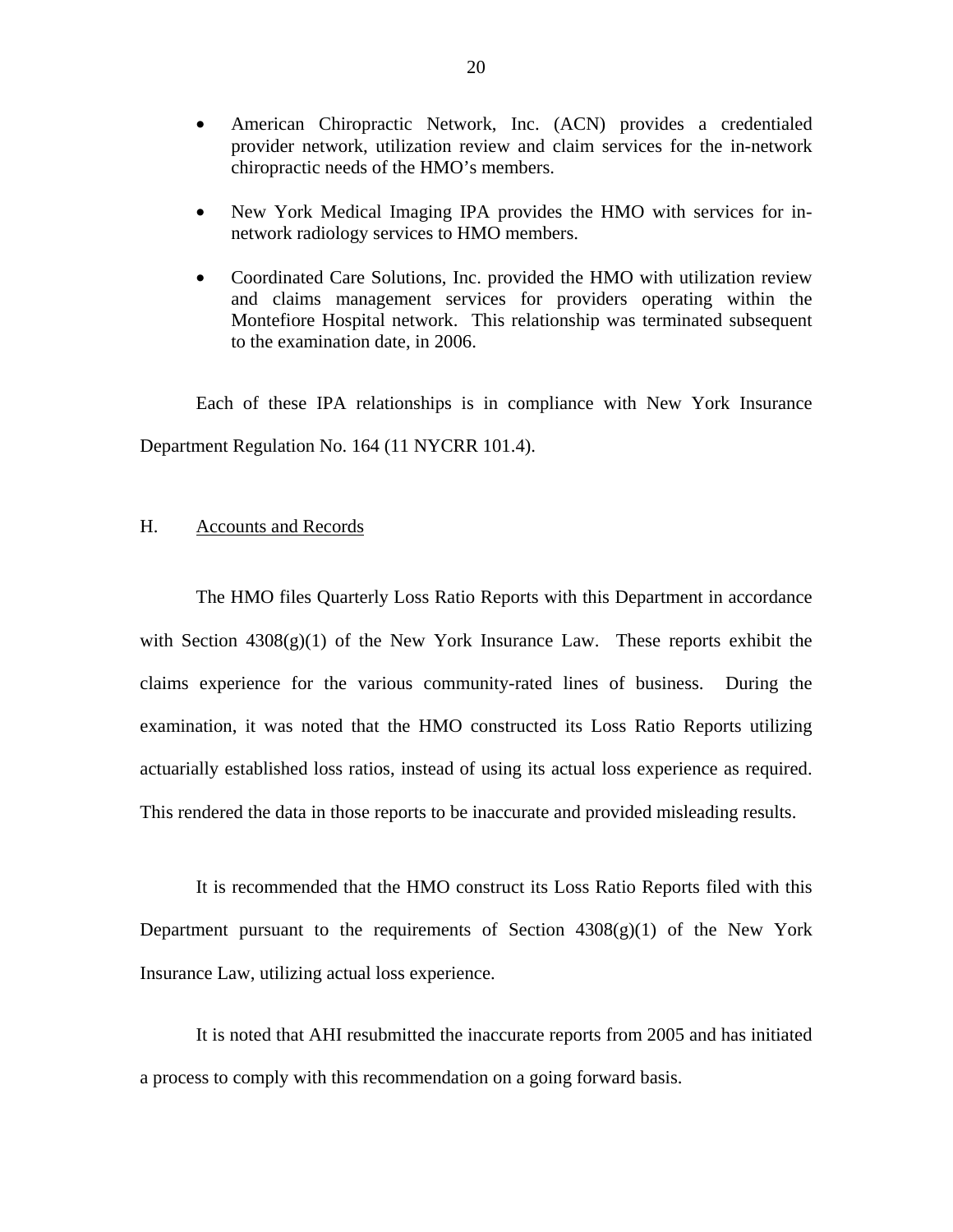- American Chiropractic Network, Inc. (ACN) provides a credentialed provider network, utilization review and claim services for the in-network chiropractic needs of the HMO's members.

- New York Medical Imaging IPA provides the HMO with services for in-network radiology services to HMO members.

- Coordinated Care Solutions, Inc. provided the HMO with utilization review and claims management services for providers operating within the Montefiore Hospital network. This relationship was terminated subsequent to the examination date, in 2006.

Each of these IPA relationships is in compliance with New York Insurance Department Regulation No. 164 (11 NYCRR 101.4).

## H. Accounts and Records

The HMO files Quarterly Loss Ratio Reports with this Department in accordance with Section 4308(g)(1) of the New York Insurance Law. These reports exhibit the claims experience for the various community-rated lines of business. During the examination, it was noted that the HMO constructed its Loss Ratio Reports utilizing actuarially established loss ratios, instead of using its actual loss experience as required. This rendered the data in those reports to be inaccurate and provided misleading results.

It is recommended that the HMO construct its Loss Ratio Reports filed with this Department pursuant to the requirements of Section 4308(g)(1) of the New York Insurance Law, utilizing actual loss experience.

It is noted that AHI resubmitted the inaccurate reports from 2005 and has initiated a process to comply with this recommendation on a going forward basis.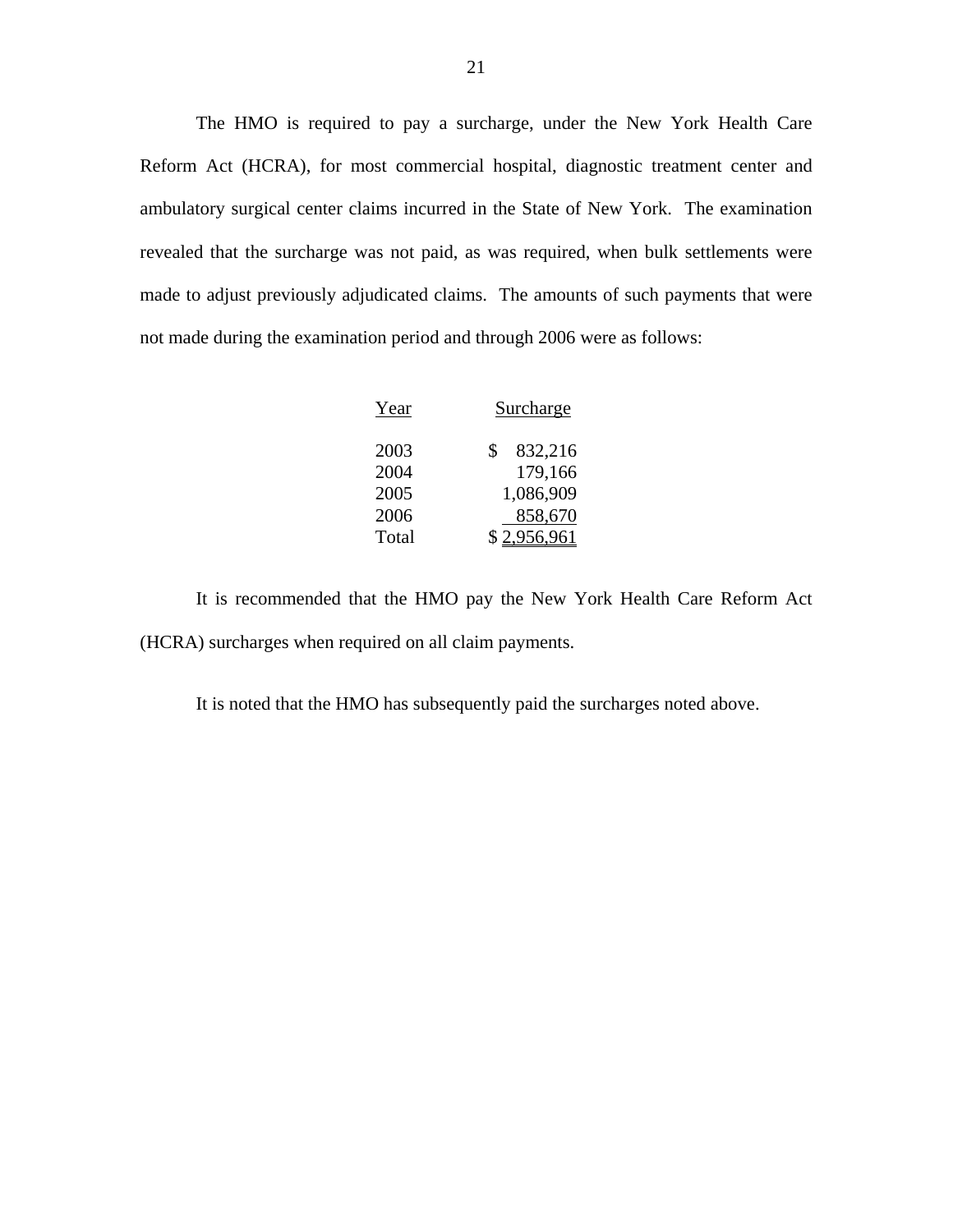The HMO is required to pay a surcharge, under the New York Health Care Reform Act (HCRA), for most commercial hospital, diagnostic treatment center and ambulatory surgical center claims incurred in the State of New York. The examination revealed that the surcharge was not paid, as was required, when bulk settlements were made to adjust previously adjudicated claims. The amounts of such payments that were not made during the examination period and through 2006 were as follows:

| Year | Surcharge |
|---|---|
| 2003 | $ 832,216 |
| 2004 | 179,166 |
| 2005 | 1,086,909 |
| 2006 | 858,670 |
| Total | $ 2,956,961 |

It is recommended that the HMO pay the New York Health Care Reform Act (HCRA) surcharges when required on all claim payments.

It is noted that the HMO has subsequently paid the surcharges noted above.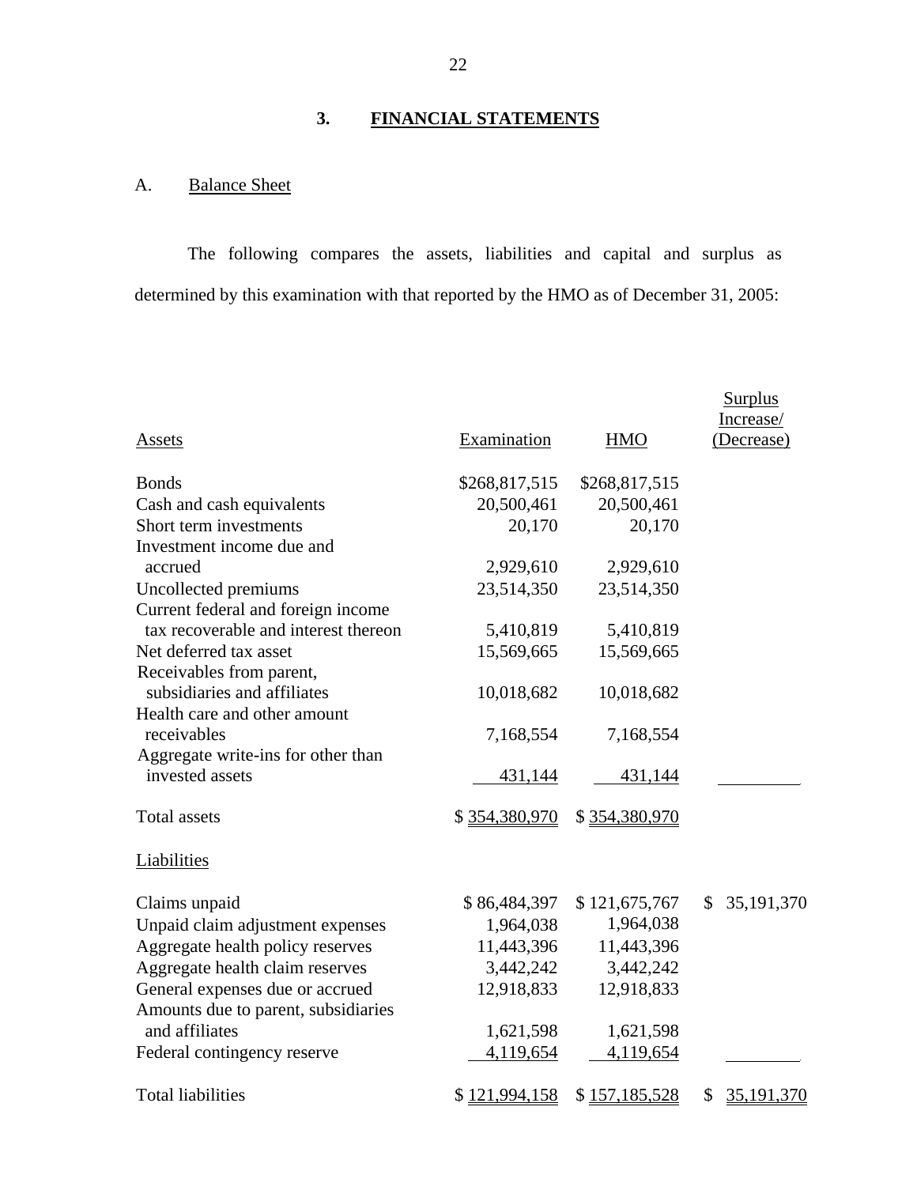## 3. FINANCIAL STATEMENTS

### A. Balance Sheet

The following compares the assets, liabilities and capital and surplus as determined by this examination with that reported by the HMO as of December 31, 2005:

| Assets | Examination | HMO | Surplus Increase/ (Decrease) |
|---|---|---|---|
| Bonds | $268,817,515 | $268,817,515 | |
| Cash and cash equivalents | 20,500,461 | 20,500,461 | |
| Short term investments | 20,170 | 20,170 | |
| Investment income due and accrued | 2,929,610 | 2,929,610 | |
| Uncollected premiums | 23,514,350 | 23,514,350 | |
| Current federal and foreign income tax recoverable and interest thereon | 5,410,819 | 5,410,819 | |
| Net deferred tax asset | 15,569,665 | 15,569,665 | |
| Receivables from parent, subsidiaries and affiliates | 10,018,682 | 10,018,682 | |
| Health care and other amount receivables | 7,168,554 | 7,168,554 | |
| Aggregate write-ins for other than invested assets | 431,144 | 431,144 | |
| Total assets | $ 354,380,970 | $ 354,380,970 | |
| **Liabilities** | | | |
| Claims unpaid | $ 86,484,397 | $ 121,675,767 | $ 35,191,370 |
| Unpaid claim adjustment expenses | 1,964,038 | 1,964,038 | |
| Aggregate health policy reserves | 11,443,396 | 11,443,396 | |
| Aggregate health claim reserves | 3,442,242 | 3,442,242 | |
| General expenses due or accrued | 12,918,833 | 12,918,833 | |
| Amounts due to parent, subsidiaries and affiliates | 1,621,598 | 1,621,598 | |
| Federal contingency reserve | 4,119,654 | 4,119,654 | |
| Total liabilities | $ 121,994,158 | $ 157,185,528 | $ 35,191,370 |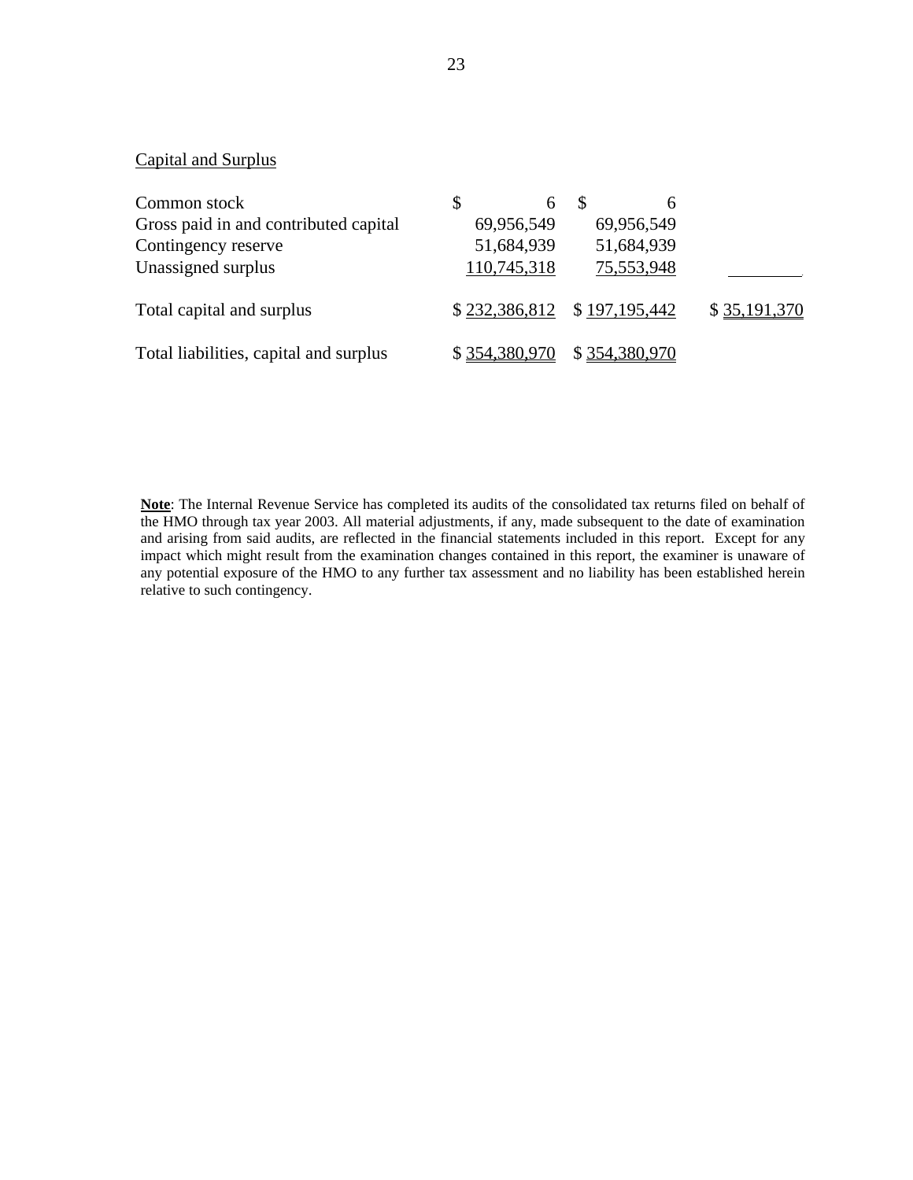Capital and Surplus

| | | | |
|---|---|---|---|
| Common stock | $ 6 | $ 6 | |
| Gross paid in and contributed capital | 69,956,549 | 69,956,549 | |
| Contingency reserve | 51,684,939 | 51,684,939 | |
| Unassigned surplus | 110,745,318 | 75,553,948 | |
| Total capital and surplus | $ 232,386,812 | $ 197,195,442 | $ 35,191,370 |
| Total liabilities, capital and surplus | $ 354,380,970 | $ 354,380,970 | |

**Note**: The Internal Revenue Service has completed its audits of the consolidated tax returns filed on behalf of the HMO through tax year 2003. All material adjustments, if any, made subsequent to the date of examination and arising from said audits, are reflected in the financial statements included in this report. Except for any impact which might result from the examination changes contained in this report, the examiner is unaware of any potential exposure of the HMO to any further tax assessment and no liability has been established herein relative to such contingency.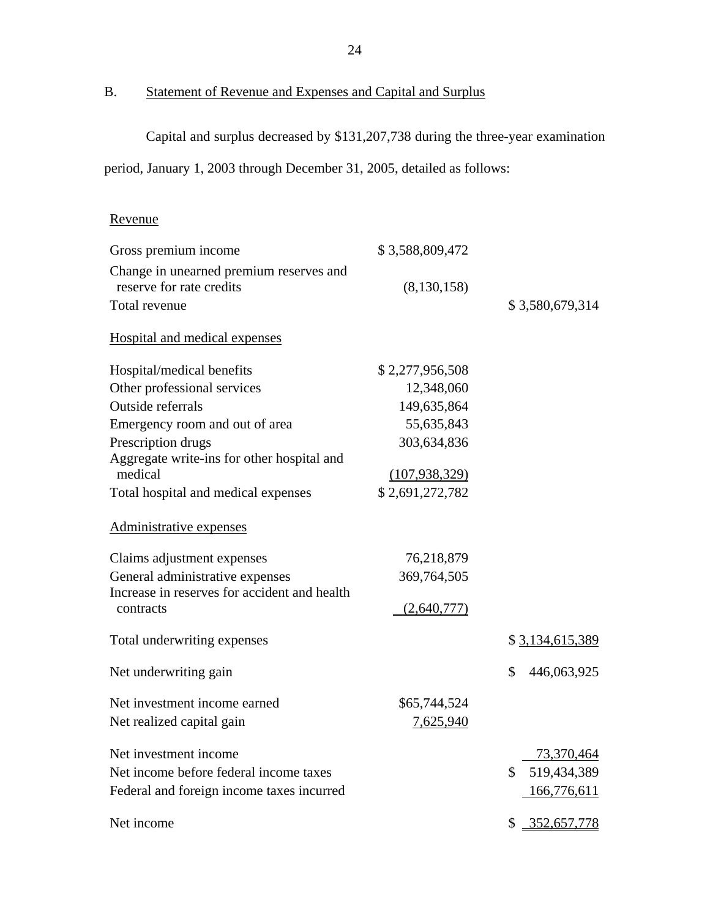## B. Statement of Revenue and Expenses and Capital and Surplus

Capital and surplus decreased by $131,207,738 during the three-year examination period, January 1, 2003 through December 31, 2005, detailed as follows:

| | | |
|---|---|---|
| **Revenue** | | |
| Gross premium income | $ 3,588,809,472 | |
| Change in unearned premium reserves and reserve for rate credits | (8,130,158) | |
| Total revenue | | $ 3,580,679,314 |
| **Hospital and medical expenses** | | |
| Hospital/medical benefits | $ 2,277,956,508 | |
| Other professional services | 12,348,060 | |
| Outside referrals | 149,635,864 | |
| Emergency room and out of area | 55,635,843 | |
| Prescription drugs | 303,634,836 | |
| Aggregate write-ins for other hospital and medical | (107,938,329) | |
| Total hospital and medical expenses | $ 2,691,272,782 | |
| **Administrative expenses** | | |
| Claims adjustment expenses | 76,218,879 | |
| General administrative expenses | 369,764,505 | |
| Increase in reserves for accident and health contracts | (2,640,777) | |
| Total underwriting expenses | | $ 3,134,615,389 |
| Net underwriting gain | | $ 446,063,925 |
| Net investment income earned | $65,744,524 | |
| Net realized capital gain | 7,625,940 | |
| Net investment income | | 73,370,464 |
| Net income before federal income taxes | | $ 519,434,389 |
| Federal and foreign income taxes incurred | | 166,776,611 |
| Net income | | $ 352,657,778 |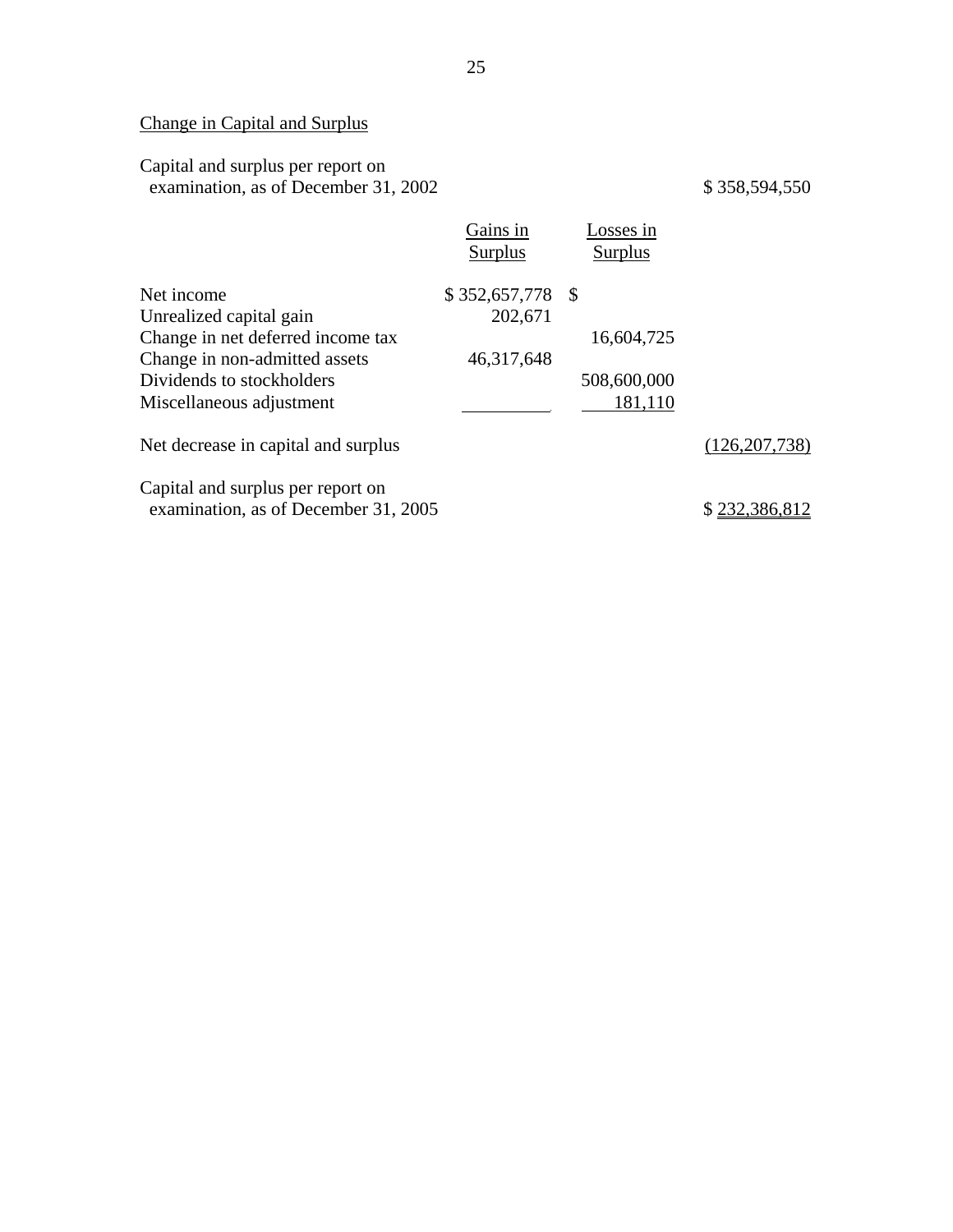Change in Capital and Surplus

| | Gains in Surplus | Losses in Surplus | |
|---|---|---|---|
| Capital and surplus per report on examination, as of December 31, 2002 | | | $ 358,594,550 |
| Net income | $ 352,657,778 | $ | |
| Unrealized capital gain | 202,671 | | |
| Change in net deferred income tax | | 16,604,725 | |
| Change in non-admitted assets | 46,317,648 | | |
| Dividends to stockholders | | 508,600,000 | |
| Miscellaneous adjustment | | 181,110 | |
| Net decrease in capital and surplus | | | (126,207,738) |
| Capital and surplus per report on examination, as of December 31, 2005 | | | $ 232,386,812 |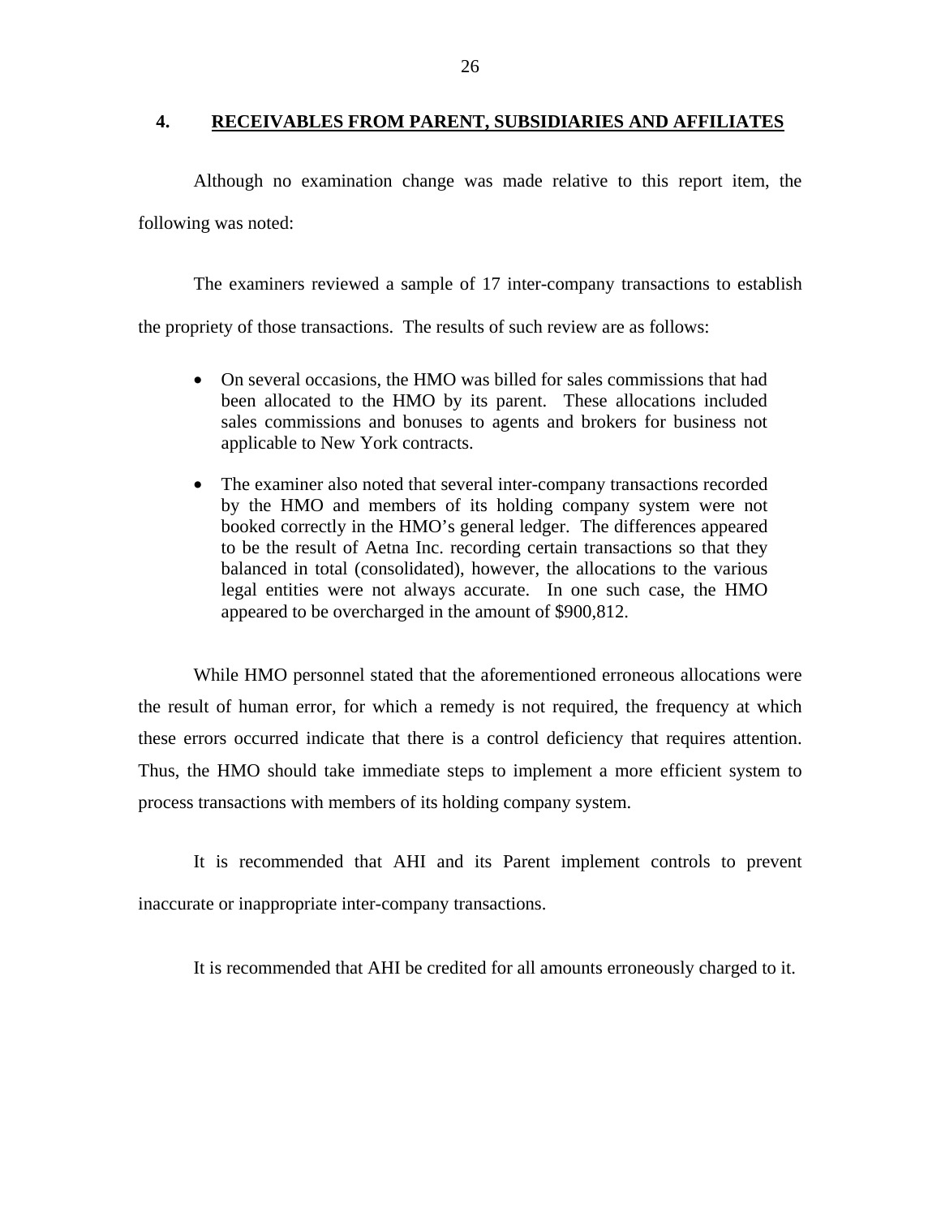## 4. RECEIVABLES FROM PARENT, SUBSIDIARIES AND AFFILIATES

Although no examination change was made relative to this report item, the following was noted:

The examiners reviewed a sample of 17 inter-company transactions to establish the propriety of those transactions. The results of such review are as follows:

- On several occasions, the HMO was billed for sales commissions that had been allocated to the HMO by its parent. These allocations included sales commissions and bonuses to agents and brokers for business not applicable to New York contracts.
- The examiner also noted that several inter-company transactions recorded by the HMO and members of its holding company system were not booked correctly in the HMO's general ledger. The differences appeared to be the result of Aetna Inc. recording certain transactions so that they balanced in total (consolidated), however, the allocations to the various legal entities were not always accurate. In one such case, the HMO appeared to be overcharged in the amount of $900,812.

While HMO personnel stated that the aforementioned erroneous allocations were the result of human error, for which a remedy is not required, the frequency at which these errors occurred indicate that there is a control deficiency that requires attention. Thus, the HMO should take immediate steps to implement a more efficient system to process transactions with members of its holding company system.

It is recommended that AHI and its Parent implement controls to prevent inaccurate or inappropriate inter-company transactions.

It is recommended that AHI be credited for all amounts erroneously charged to it.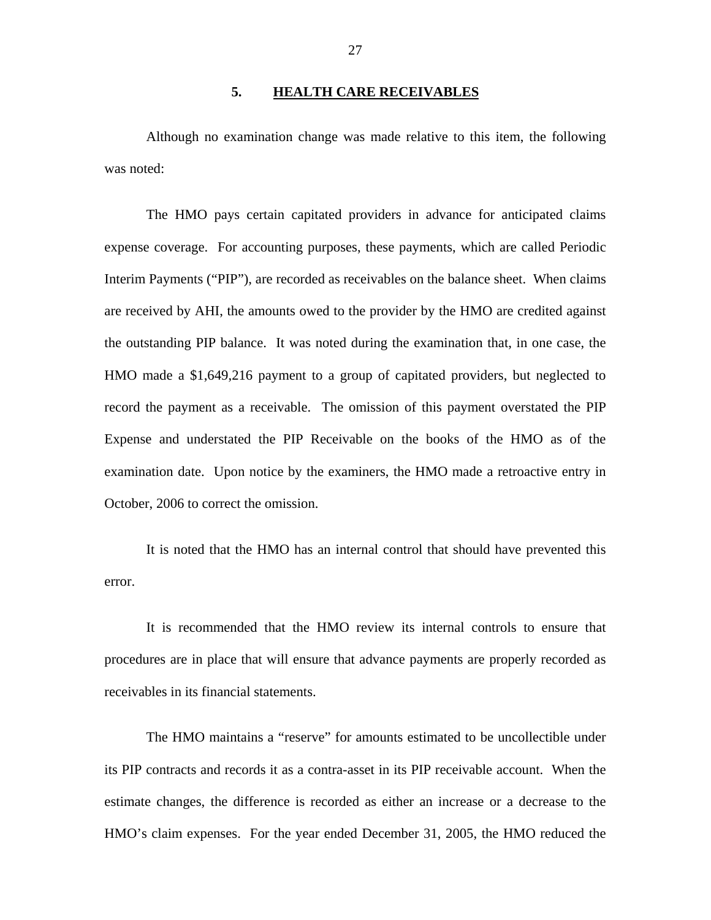## 5. HEALTH CARE RECEIVABLES

Although no examination change was made relative to this item, the following was noted:

The HMO pays certain capitated providers in advance for anticipated claims expense coverage. For accounting purposes, these payments, which are called Periodic Interim Payments ("PIP"), are recorded as receivables on the balance sheet. When claims are received by AHI, the amounts owed to the provider by the HMO are credited against the outstanding PIP balance. It was noted during the examination that, in one case, the HMO made a $1,649,216 payment to a group of capitated providers, but neglected to record the payment as a receivable. The omission of this payment overstated the PIP Expense and understated the PIP Receivable on the books of the HMO as of the examination date. Upon notice by the examiners, the HMO made a retroactive entry in October, 2006 to correct the omission.

It is noted that the HMO has an internal control that should have prevented this error.

It is recommended that the HMO review its internal controls to ensure that procedures are in place that will ensure that advance payments are properly recorded as receivables in its financial statements.

The HMO maintains a "reserve" for amounts estimated to be uncollectible under its PIP contracts and records it as a contra-asset in its PIP receivable account. When the estimate changes, the difference is recorded as either an increase or a decrease to the HMO's claim expenses. For the year ended December 31, 2005, the HMO reduced the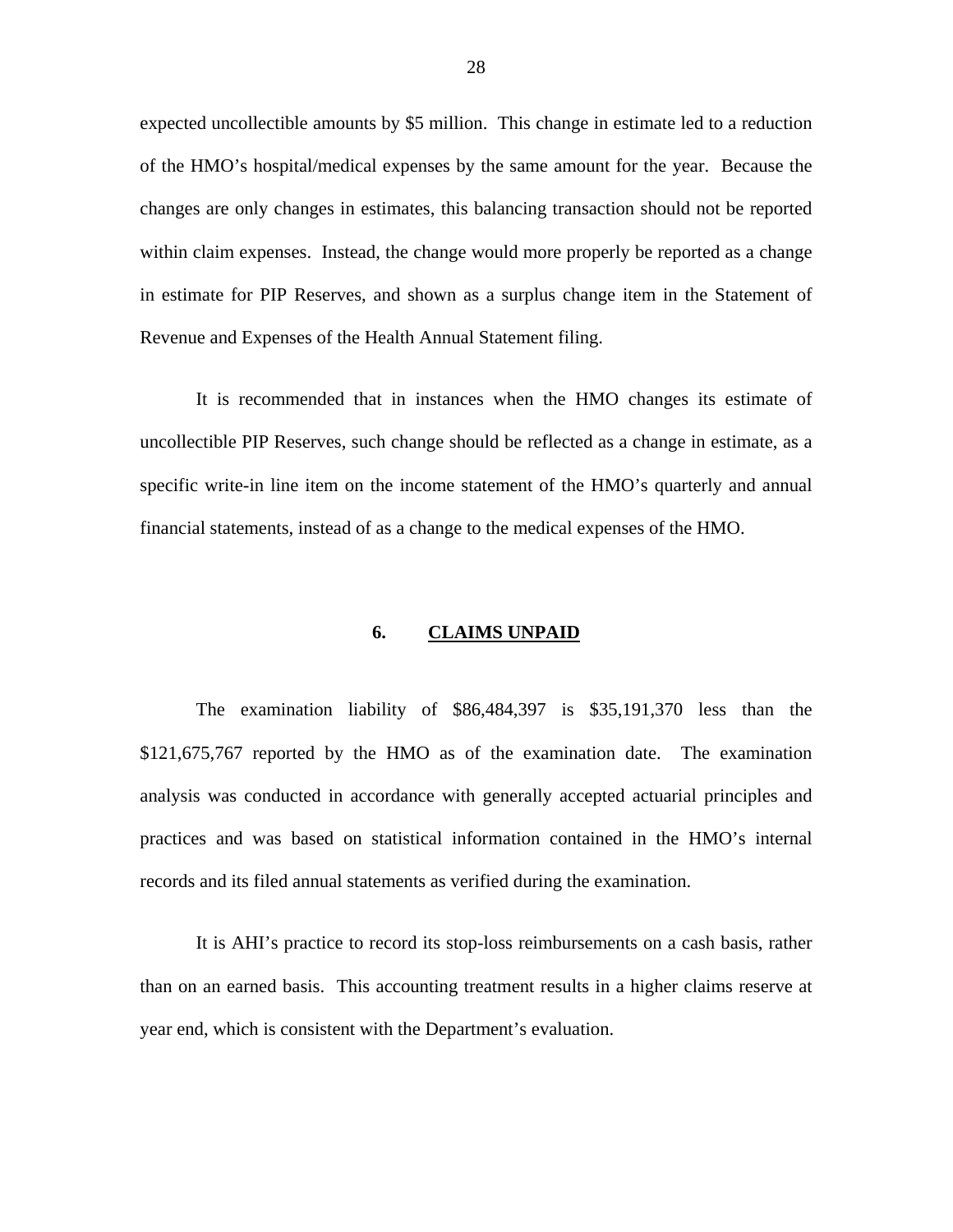expected uncollectible amounts by $5 million. This change in estimate led to a reduction of the HMO's hospital/medical expenses by the same amount for the year. Because the changes are only changes in estimates, this balancing transaction should not be reported within claim expenses. Instead, the change would more properly be reported as a change in estimate for PIP Reserves, and shown as a surplus change item in the Statement of Revenue and Expenses of the Health Annual Statement filing.

It is recommended that in instances when the HMO changes its estimate of uncollectible PIP Reserves, such change should be reflected as a change in estimate, as a specific write-in line item on the income statement of the HMO's quarterly and annual financial statements, instead of as a change to the medical expenses of the HMO.

## 6. CLAIMS UNPAID

The examination liability of $86,484,397 is $35,191,370 less than the $121,675,767 reported by the HMO as of the examination date. The examination analysis was conducted in accordance with generally accepted actuarial principles and practices and was based on statistical information contained in the HMO's internal records and its filed annual statements as verified during the examination.

It is AHI's practice to record its stop-loss reimbursements on a cash basis, rather than on an earned basis. This accounting treatment results in a higher claims reserve at year end, which is consistent with the Department's evaluation.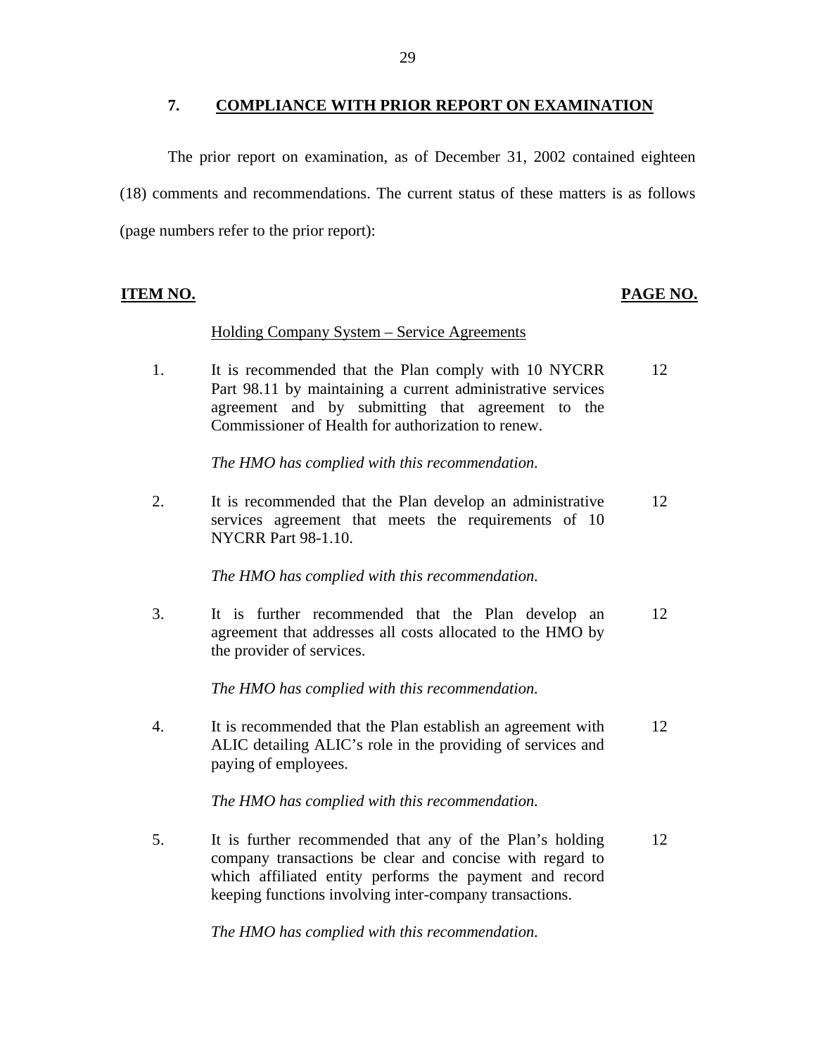## 7. COMPLIANCE WITH PRIOR REPORT ON EXAMINATION

The prior report on examination, as of December 31, 2002 contained eighteen (18) comments and recommendations. The current status of these matters is as follows (page numbers refer to the prior report):

| ITEM NO. | | PAGE NO. |
|---|---|---|
| | Holding Company System – Service Agreements | |
| 1. | It is recommended that the Plan comply with 10 NYCRR Part 98.11 by maintaining a current administrative services agreement and by submitting that agreement to the Commissioner of Health for authorization to renew.<br><br>*The HMO has complied with this recommendation.* | 12 |
| 2. | It is recommended that the Plan develop an administrative services agreement that meets the requirements of 10 NYCRR Part 98-1.10.<br><br>*The HMO has complied with this recommendation.* | 12 |
| 3. | It is further recommended that the Plan develop an agreement that addresses all costs allocated to the HMO by the provider of services.<br><br>*The HMO has complied with this recommendation.* | 12 |
| 4. | It is recommended that the Plan establish an agreement with ALIC detailing ALIC's role in the providing of services and paying of employees.<br><br>*The HMO has complied with this recommendation.* | 12 |
| 5. | It is further recommended that any of the Plan's holding company transactions be clear and concise with regard to which affiliated entity performs the payment and record keeping functions involving inter-company transactions.<br><br>*The HMO has complied with this recommendation.* | 12 |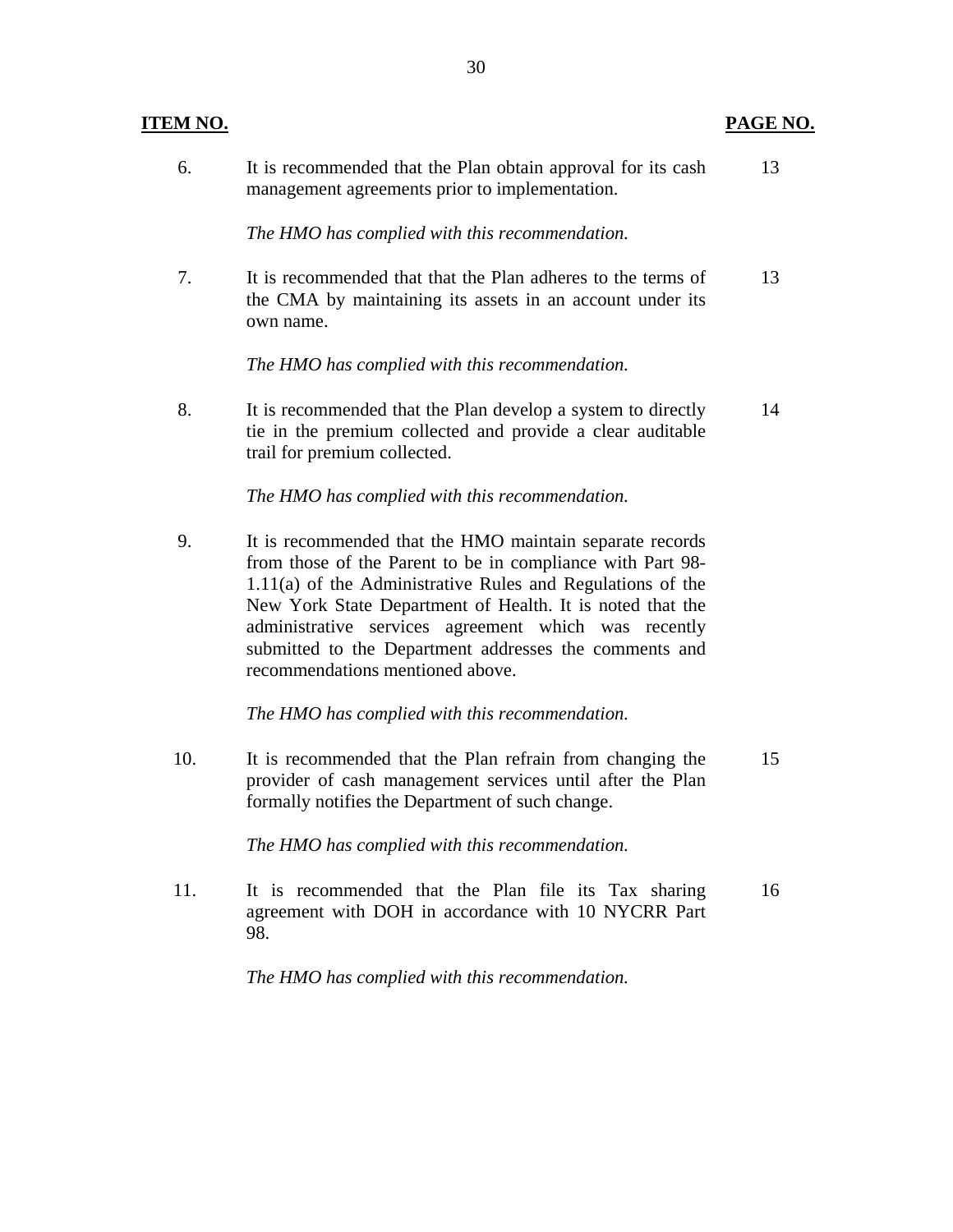| ITEM NO. | | PAGE NO. |
|---|---|---|
| 6. | It is recommended that the Plan obtain approval for its cash management agreements prior to implementation.<br><br>*The HMO has complied with this recommendation.* | 13 |
| 7. | It is recommended that that the Plan adheres to the terms of the CMA by maintaining its assets in an account under its own name.<br><br>*The HMO has complied with this recommendation.* | 13 |
| 8. | It is recommended that the Plan develop a system to directly tie in the premium collected and provide a clear auditable trail for premium collected.<br><br>*The HMO has complied with this recommendation.* | 14 |
| 9. | It is recommended that the HMO maintain separate records from those of the Parent to be in compliance with Part 98-1.11(a) of the Administrative Rules and Regulations of the New York State Department of Health. It is noted that the administrative services agreement which was recently submitted to the Department addresses the comments and recommendations mentioned above.<br><br>*The HMO has complied with this recommendation.* | |
| 10. | It is recommended that the Plan refrain from changing the provider of cash management services until after the Plan formally notifies the Department of such change.<br><br>*The HMO has complied with this recommendation.* | 15 |
| 11. | It is recommended that the Plan file its Tax sharing agreement with DOH in accordance with 10 NYCRR Part 98.<br><br>*The HMO has complied with this recommendation.* | 16 |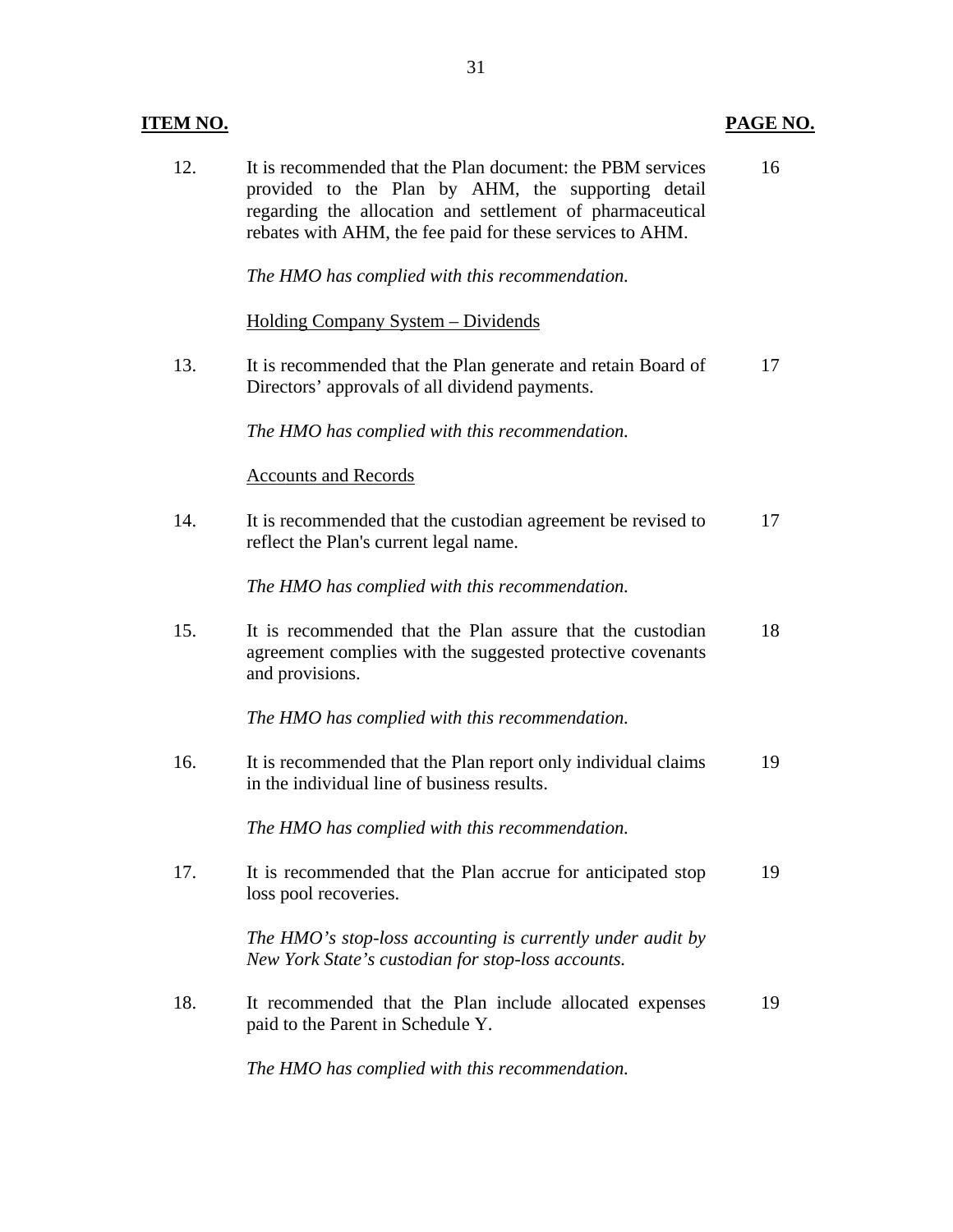| ITEM NO. | | PAGE NO. |
|---|---|---|
| 12. | It is recommended that the Plan document: the PBM services provided to the Plan by AHM, the supporting detail regarding the allocation and settlement of pharmaceutical rebates with AHM, the fee paid for these services to AHM. | 16 |
| | *The HMO has complied with this recommendation.* | |
| | Holding Company System – Dividends | |
| 13. | It is recommended that the Plan generate and retain Board of Directors' approvals of all dividend payments. | 17 |
| | *The HMO has complied with this recommendation.* | |
| | Accounts and Records | |
| 14. | It is recommended that the custodian agreement be revised to reflect the Plan's current legal name. | 17 |
| | *The HMO has complied with this recommendation.* | |
| 15. | It is recommended that the Plan assure that the custodian agreement complies with the suggested protective covenants and provisions. | 18 |
| | *The HMO has complied with this recommendation.* | |
| 16. | It is recommended that the Plan report only individual claims in the individual line of business results. | 19 |
| | *The HMO has complied with this recommendation.* | |
| 17. | It is recommended that the Plan accrue for anticipated stop loss pool recoveries. | 19 |
| | *The HMO's stop-loss accounting is currently under audit by New York State's custodian for stop-loss accounts.* | |
| 18. | It recommended that the Plan include allocated expenses paid to the Parent in Schedule Y. | 19 |
| | *The HMO has complied with this recommendation.* | |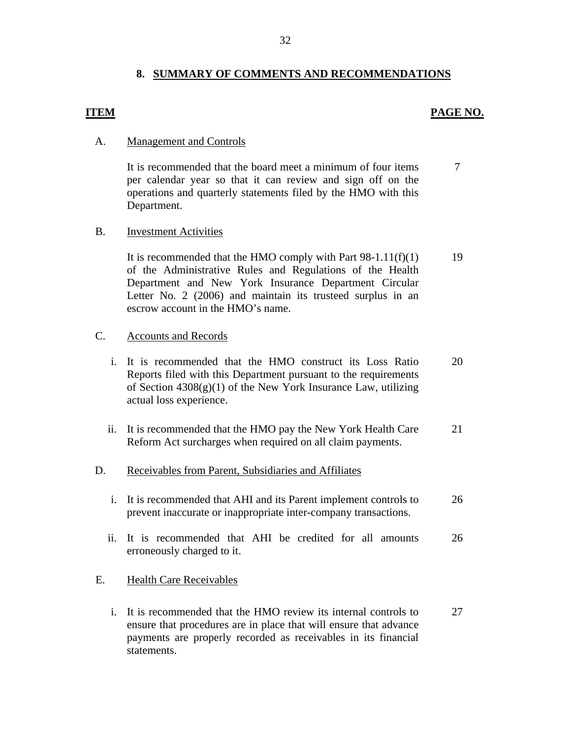## 8. SUMMARY OF COMMENTS AND RECOMMENDATIONS

| ITEM | | PAGE NO. |
|---|---|---|
| A. | Management and Controls | |
| | It is recommended that the board meet a minimum of four items per calendar year so that it can review and sign off on the operations and quarterly statements filed by the HMO with this Department. | 7 |
| B. | Investment Activities | |
| | It is recommended that the HMO comply with Part 98-1.11(f)(1) of the Administrative Rules and Regulations of the Health Department and New York Insurance Department Circular Letter No. 2 (2006) and maintain its trusteed surplus in an escrow account in the HMO's name. | 19 |
| C. | Accounts and Records | |
| i. | It is recommended that the HMO construct its Loss Ratio Reports filed with this Department pursuant to the requirements of Section 4308(g)(1) of the New York Insurance Law, utilizing actual loss experience. | 20 |
| ii. | It is recommended that the HMO pay the New York Health Care Reform Act surcharges when required on all claim payments. | 21 |
| D. | Receivables from Parent, Subsidiaries and Affiliates | |
| i. | It is recommended that AHI and its Parent implement controls to prevent inaccurate or inappropriate inter-company transactions. | 26 |
| ii. | It is recommended that AHI be credited for all amounts erroneously charged to it. | 26 |
| E. | Health Care Receivables | |
| i. | It is recommended that the HMO review its internal controls to ensure that procedures are in place that will ensure that advance payments are properly recorded as receivables in its financial statements. | 27 |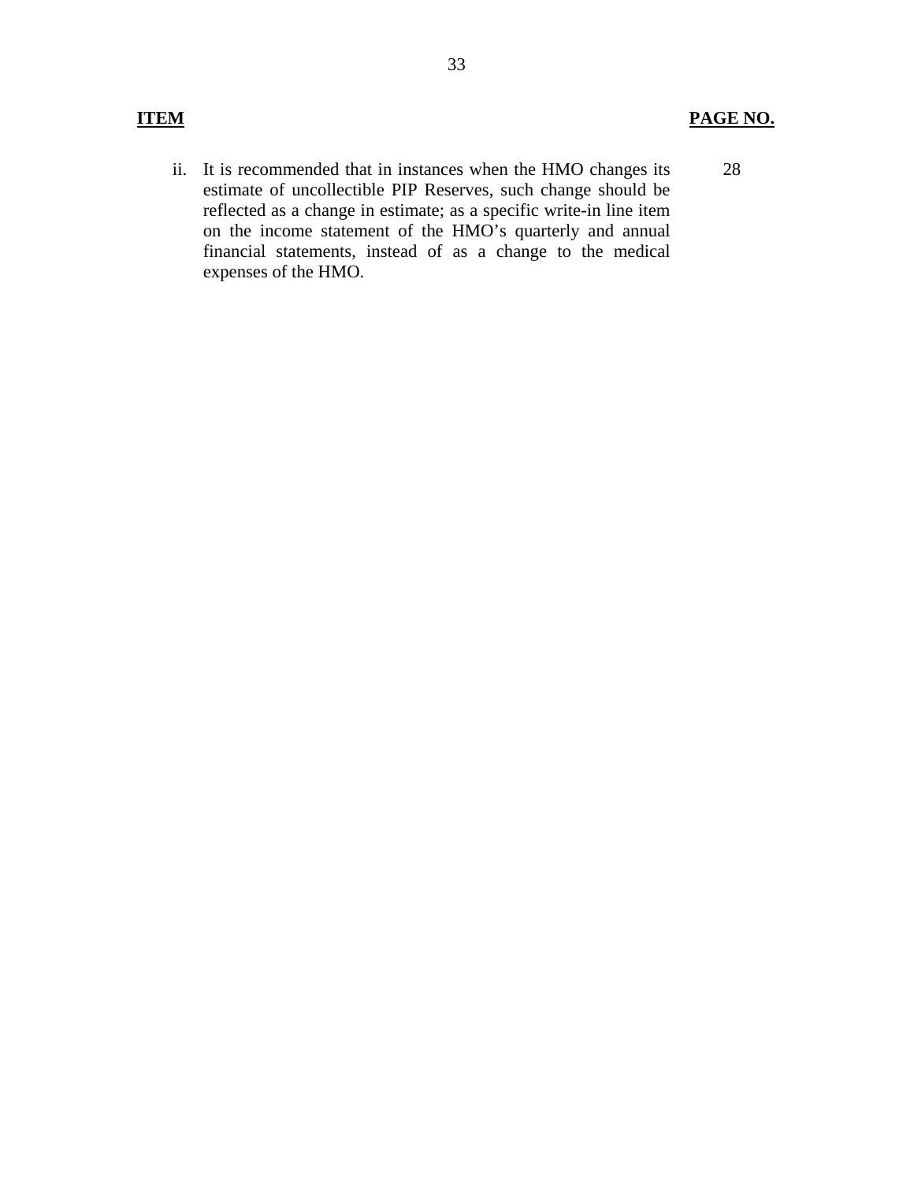| ITEM | PAGE NO. |
|---|---|
| ii. It is recommended that in instances when the HMO changes its estimate of uncollectible PIP Reserves, such change should be reflected as a change in estimate; as a specific write-in line item on the income statement of the HMO's quarterly and annual financial statements, instead of as a change to the medical expenses of the HMO. | 28 |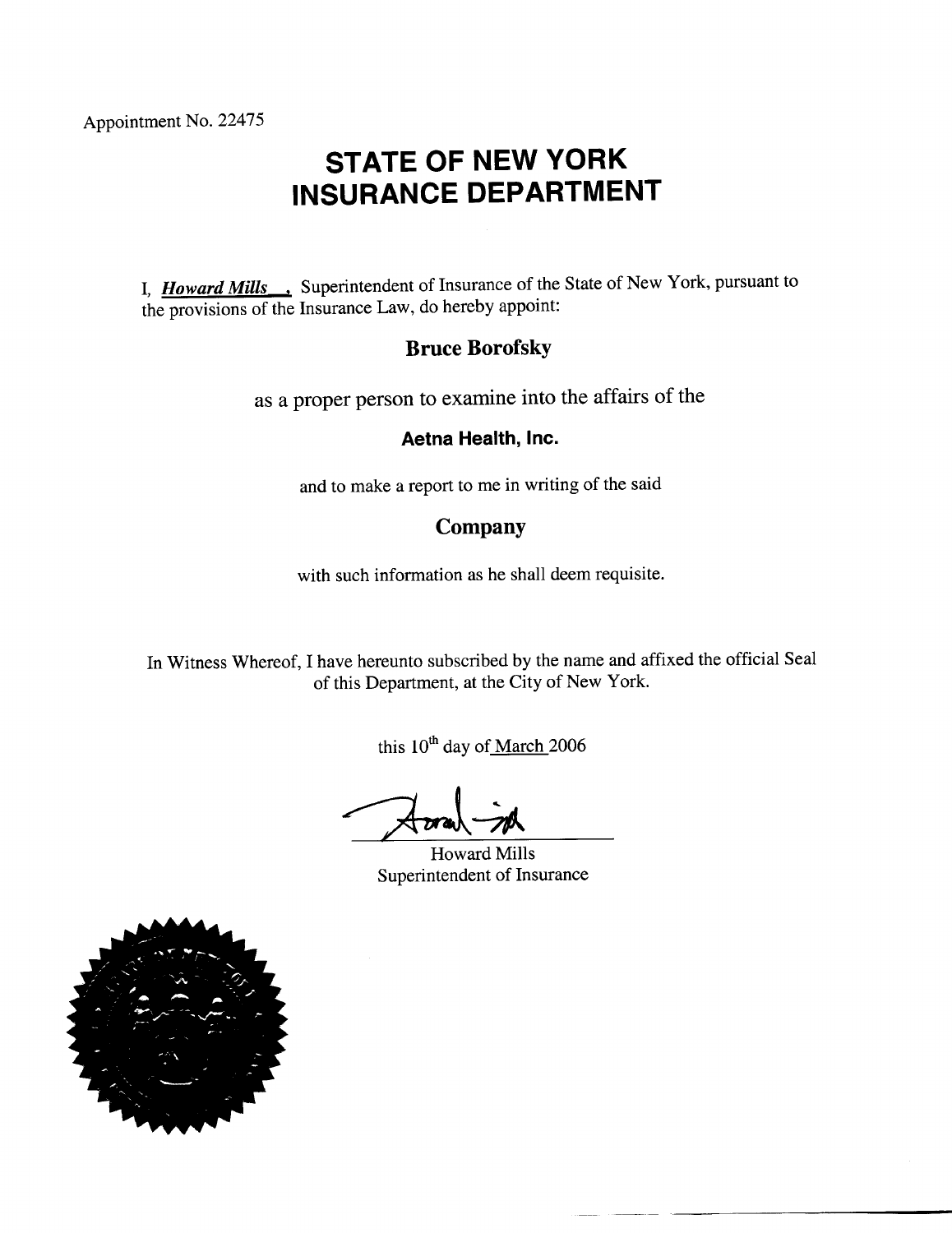Appointment No. 22475

# STATE OF NEW YORK
# INSURANCE DEPARTMENT

I, ***Howard Mills*** , Superintendent of Insurance of the State of New York, pursuant to the provisions of the Insurance Law, do hereby appoint:

**Bruce Borofsky**

as a proper person to examine into the affairs of the

**Aetna Health, Inc.**

and to make a report to me in writing of the said

**Company**

with such information as he shall deem requisite.

In Witness Whereof, I have hereunto subscribed by the name and affixed the official Seal of this Department, at the City of New York.

this 10th day of March 2006

Howard Mills
Superintendent of Insurance